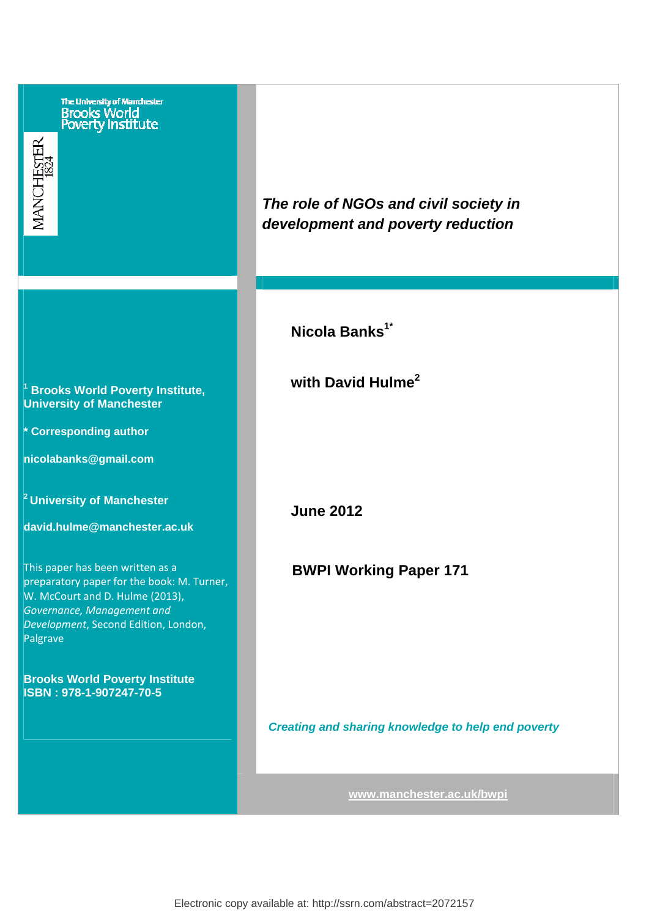The University of Manchester
Brooks World Poverty Institute

MANCHESTER 1824

# *The role of NGOs and civil society in development and poverty reduction*

**Nicola Banks[1*]**

**with David Hulme[2]**

**June 2012**

**BWPI Working Paper 171**

*Creating and sharing knowledge to help end poverty*

www.manchester.ac.uk/bwpi

**[1] Brooks World Poverty Institute, University of Manchester**

**\* Corresponding author**

**nicolabanks@gmail.com**

**[2] University of Manchester**

**david.hulme@manchester.ac.uk**

This paper has been written as a preparatory paper for the book: M. Turner, W. McCourt and D. Hulme (2013), *Governance, Management and Development*, Second Edition, London, Palgrave

**Brooks World Poverty Institute**
**ISBN : 978-1-907247-70-5**

Electronic copy available at: http://ssrn.com/abstract=2072157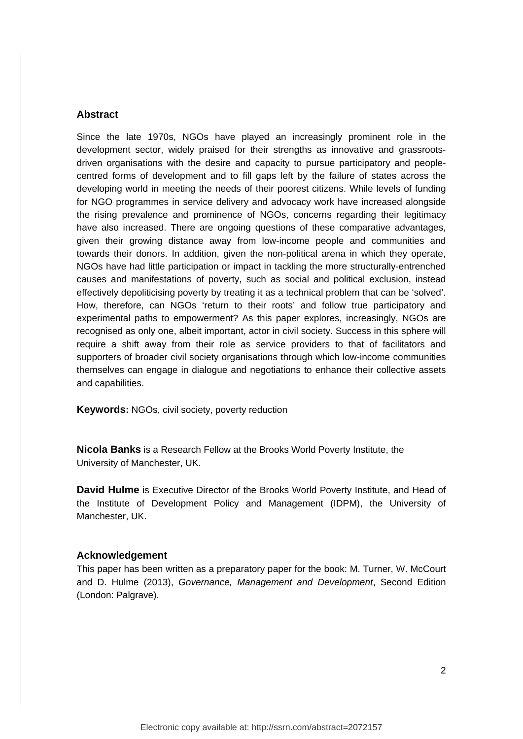## Abstract

Since the late 1970s, NGOs have played an increasingly prominent role in the development sector, widely praised for their strengths as innovative and grassroots-driven organisations with the desire and capacity to pursue participatory and people-centred forms of development and to fill gaps left by the failure of states across the developing world in meeting the needs of their poorest citizens. While levels of funding for NGO programmes in service delivery and advocacy work have increased alongside the rising prevalence and prominence of NGOs, concerns regarding their legitimacy have also increased. There are ongoing questions of these comparative advantages, given their growing distance away from low-income people and communities and towards their donors. In addition, given the non-political arena in which they operate, NGOs have had little participation or impact in tackling the more structurally-entrenched causes and manifestations of poverty, such as social and political exclusion, instead effectively depoliticising poverty by treating it as a technical problem that can be 'solved'. How, therefore, can NGOs 'return to their roots' and follow true participatory and experimental paths to empowerment? As this paper explores, increasingly, NGOs are recognised as only one, albeit important, actor in civil society. Success in this sphere will require a shift away from their role as service providers to that of facilitators and supporters of broader civil society organisations through which low-income communities themselves can engage in dialogue and negotiations to enhance their collective assets and capabilities.

**Keywords:** NGOs, civil society, poverty reduction

**Nicola Banks** is a Research Fellow at the Brooks World Poverty Institute, the University of Manchester, UK.

**David Hulme** is Executive Director of the Brooks World Poverty Institute, and Head of the Institute of Development Policy and Management (IDPM), the University of Manchester, UK.

### Acknowledgement

This paper has been written as a preparatory paper for the book: M. Turner, W. McCourt and D. Hulme (2013), *Governance, Management and Development*, Second Edition (London: Palgrave).

Electronic copy available at: http://ssrn.com/abstract=2072157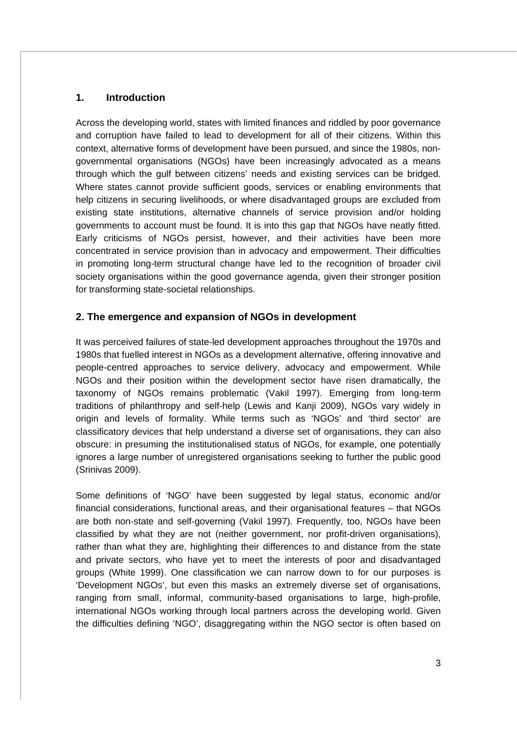## 1. Introduction

Across the developing world, states with limited finances and riddled by poor governance and corruption have failed to lead to development for all of their citizens. Within this context, alternative forms of development have been pursued, and since the 1980s, non-governmental organisations (NGOs) have been increasingly advocated as a means through which the gulf between citizens' needs and existing services can be bridged. Where states cannot provide sufficient goods, services or enabling environments that help citizens in securing livelihoods, or where disadvantaged groups are excluded from existing state institutions, alternative channels of service provision and/or holding governments to account must be found. It is into this gap that NGOs have neatly fitted. Early criticisms of NGOs persist, however, and their activities have been more concentrated in service provision than in advocacy and empowerment. Their difficulties in promoting long-term structural change have led to the recognition of broader civil society organisations within the good governance agenda, given their stronger position for transforming state-societal relationships.

## 2. The emergence and expansion of NGOs in development

It was perceived failures of state-led development approaches throughout the 1970s and 1980s that fuelled interest in NGOs as a development alternative, offering innovative and people-centred approaches to service delivery, advocacy and empowerment. While NGOs and their position within the development sector have risen dramatically, the taxonomy of NGOs remains problematic (Vakil 1997). Emerging from long-term traditions of philanthropy and self-help (Lewis and Kanji 2009), NGOs vary widely in origin and levels of formality. While terms such as 'NGOs' and 'third sector' are classificatory devices that help understand a diverse set of organisations, they can also obscure: in presuming the institutionalised status of NGOs, for example, one potentially ignores a large number of unregistered organisations seeking to further the public good (Srinivas 2009).

Some definitions of 'NGO' have been suggested by legal status, economic and/or financial considerations, functional areas, and their organisational features – that NGOs are both non-state and self-governing (Vakil 1997). Frequently, too, NGOs have been classified by what they are not (neither government, nor profit-driven organisations), rather than what they are, highlighting their differences to and distance from the state and private sectors, who have yet to meet the interests of poor and disadvantaged groups (White 1999). One classification we can narrow down to for our purposes is 'Development NGOs', but even this masks an extremely diverse set of organisations, ranging from small, informal, community-based organisations to large, high-profile, international NGOs working through local partners across the developing world. Given the difficulties defining 'NGO', disaggregating within the NGO sector is often based on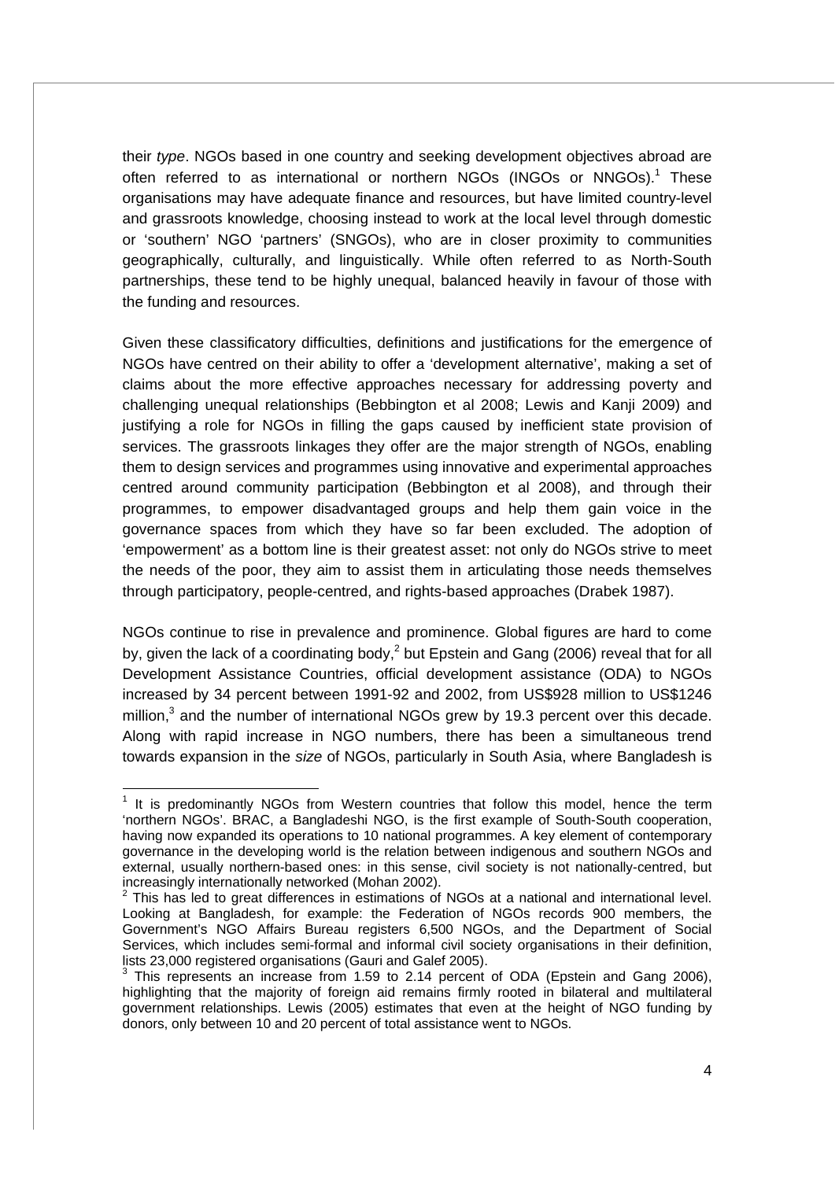their *type*. NGOs based in one country and seeking development objectives abroad are often referred to as international or northern NGOs (INGOs or NNGOs).[1] These organisations may have adequate finance and resources, but have limited country-level and grassroots knowledge, choosing instead to work at the local level through domestic or 'southern' NGO 'partners' (SNGOs), who are in closer proximity to communities geographically, culturally, and linguistically. While often referred to as North-South partnerships, these tend to be highly unequal, balanced heavily in favour of those with the funding and resources.

Given these classificatory difficulties, definitions and justifications for the emergence of NGOs have centred on their ability to offer a 'development alternative', making a set of claims about the more effective approaches necessary for addressing poverty and challenging unequal relationships (Bebbington et al 2008; Lewis and Kanji 2009) and justifying a role for NGOs in filling the gaps caused by inefficient state provision of services. The grassroots linkages they offer are the major strength of NGOs, enabling them to design services and programmes using innovative and experimental approaches centred around community participation (Bebbington et al 2008), and through their programmes, to empower disadvantaged groups and help them gain voice in the governance spaces from which they have so far been excluded. The adoption of 'empowerment' as a bottom line is their greatest asset: not only do NGOs strive to meet the needs of the poor, they aim to assist them in articulating those needs themselves through participatory, people-centred, and rights-based approaches (Drabek 1987).

NGOs continue to rise in prevalence and prominence. Global figures are hard to come by, given the lack of a coordinating body,[2] but Epstein and Gang (2006) reveal that for all Development Assistance Countries, official development assistance (ODA) to NGOs increased by 34 percent between 1991-92 and 2002, from US$928 million to US$1246 million,[3] and the number of international NGOs grew by 19.3 percent over this decade. Along with rapid increase in NGO numbers, there has been a simultaneous trend towards expansion in the *size* of NGOs, particularly in South Asia, where Bangladesh is

---

[1] It is predominantly NGOs from Western countries that follow this model, hence the term 'northern NGOs'. BRAC, a Bangladeshi NGO, is the first example of South-South cooperation, having now expanded its operations to 10 national programmes. A key element of contemporary governance in the developing world is the relation between indigenous and southern NGOs and external, usually northern-based ones: in this sense, civil society is not nationally-centred, but increasingly internationally networked (Mohan 2002).

[2] This has led to great differences in estimations of NGOs at a national and international level. Looking at Bangladesh, for example: the Federation of NGOs records 900 members, the Government's NGO Affairs Bureau registers 6,500 NGOs, and the Department of Social Services, which includes semi-formal and informal civil society organisations in their definition, lists 23,000 registered organisations (Gauri and Galef 2005).

[3] This represents an increase from 1.59 to 2.14 percent of ODA (Epstein and Gang 2006), highlighting that the majority of foreign aid remains firmly rooted in bilateral and multilateral government relationships. Lewis (2005) estimates that even at the height of NGO funding by donors, only between 10 and 20 percent of total assistance went to NGOs.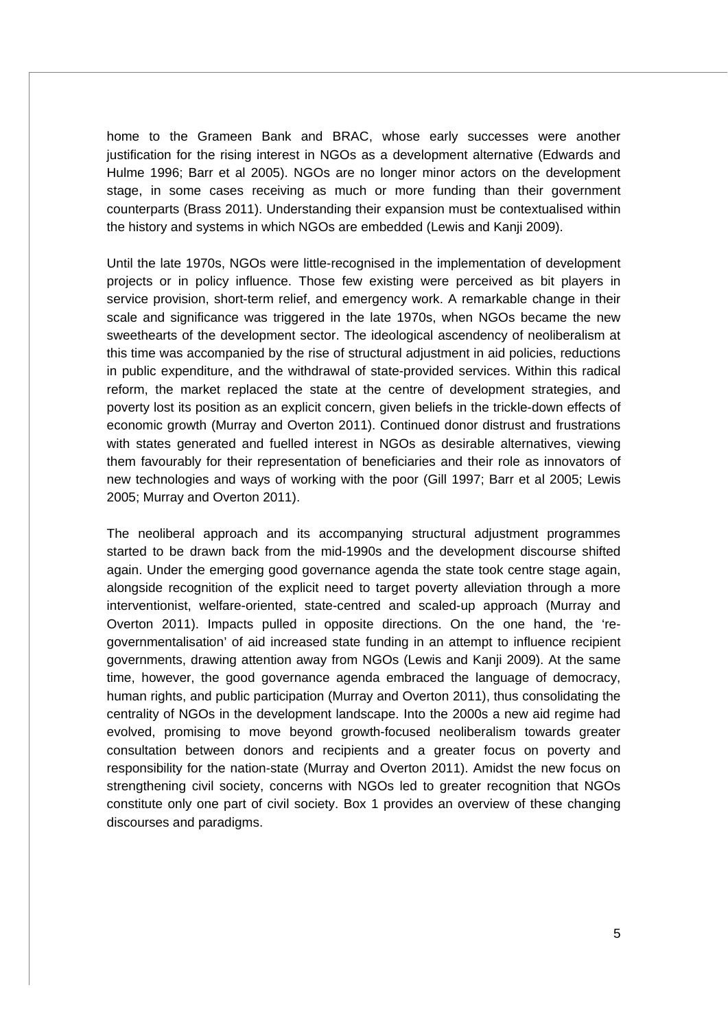home to the Grameen Bank and BRAC, whose early successes were another justification for the rising interest in NGOs as a development alternative (Edwards and Hulme 1996; Barr et al 2005). NGOs are no longer minor actors on the development stage, in some cases receiving as much or more funding than their government counterparts (Brass 2011). Understanding their expansion must be contextualised within the history and systems in which NGOs are embedded (Lewis and Kanji 2009).

Until the late 1970s, NGOs were little-recognised in the implementation of development projects or in policy influence. Those few existing were perceived as bit players in service provision, short-term relief, and emergency work. A remarkable change in their scale and significance was triggered in the late 1970s, when NGOs became the new sweethearts of the development sector. The ideological ascendency of neoliberalism at this time was accompanied by the rise of structural adjustment in aid policies, reductions in public expenditure, and the withdrawal of state-provided services. Within this radical reform, the market replaced the state at the centre of development strategies, and poverty lost its position as an explicit concern, given beliefs in the trickle-down effects of economic growth (Murray and Overton 2011). Continued donor distrust and frustrations with states generated and fuelled interest in NGOs as desirable alternatives, viewing them favourably for their representation of beneficiaries and their role as innovators of new technologies and ways of working with the poor (Gill 1997; Barr et al 2005; Lewis 2005; Murray and Overton 2011).

The neoliberal approach and its accompanying structural adjustment programmes started to be drawn back from the mid-1990s and the development discourse shifted again. Under the emerging good governance agenda the state took centre stage again, alongside recognition of the explicit need to target poverty alleviation through a more interventionist, welfare-oriented, state-centred and scaled-up approach (Murray and Overton 2011). Impacts pulled in opposite directions. On the one hand, the 're-governmentalisation' of aid increased state funding in an attempt to influence recipient governments, drawing attention away from NGOs (Lewis and Kanji 2009). At the same time, however, the good governance agenda embraced the language of democracy, human rights, and public participation (Murray and Overton 2011), thus consolidating the centrality of NGOs in the development landscape. Into the 2000s a new aid regime had evolved, promising to move beyond growth-focused neoliberalism towards greater consultation between donors and recipients and a greater focus on poverty and responsibility for the nation-state (Murray and Overton 2011). Amidst the new focus on strengthening civil society, concerns with NGOs led to greater recognition that NGOs constitute only one part of civil society. Box 1 provides an overview of these changing discourses and paradigms.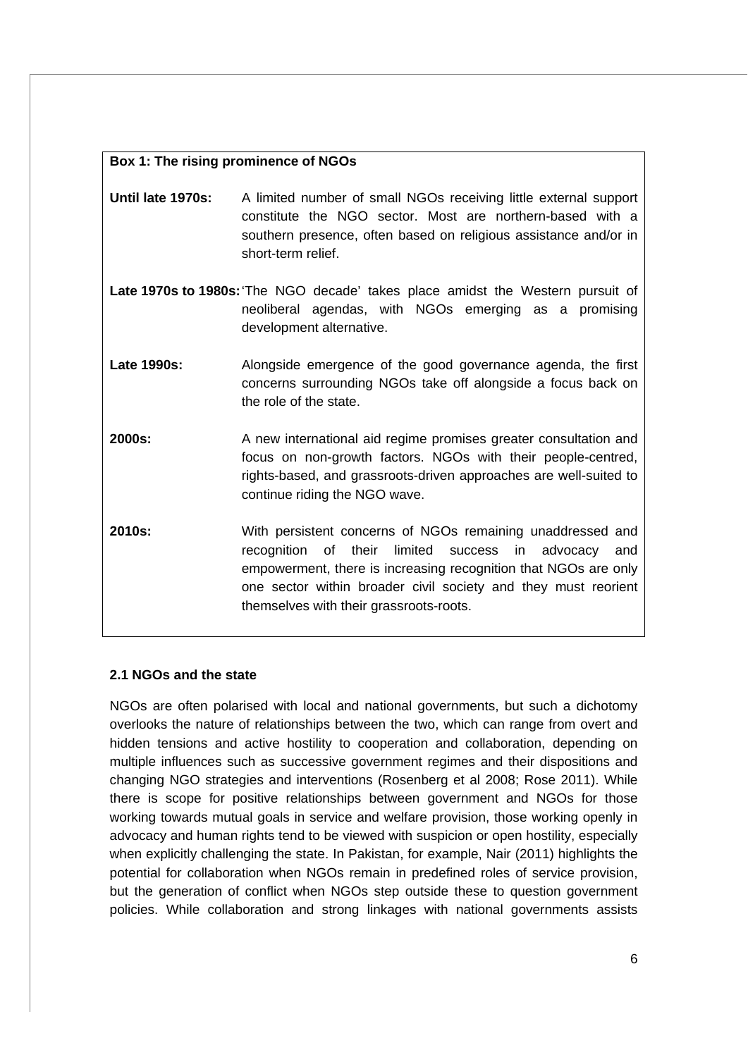**Box 1: The rising prominence of NGOs**

**Until late 1970s:** A limited number of small NGOs receiving little external support constitute the NGO sector. Most are northern-based with a southern presence, often based on religious assistance and/or in short-term relief.

**Late 1970s to 1980s:** 'The NGO decade' takes place amidst the Western pursuit of neoliberal agendas, with NGOs emerging as a promising development alternative.

**Late 1990s:** Alongside emergence of the good governance agenda, the first concerns surrounding NGOs take off alongside a focus back on the role of the state.

**2000s:** A new international aid regime promises greater consultation and focus on non-growth factors. NGOs with their people-centred, rights-based, and grassroots-driven approaches are well-suited to continue riding the NGO wave.

**2010s:** With persistent concerns of NGOs remaining unaddressed and recognition of their limited success in advocacy and empowerment, there is increasing recognition that NGOs are only one sector within broader civil society and they must reorient themselves with their grassroots-roots.

### 2.1 NGOs and the state

NGOs are often polarised with local and national governments, but such a dichotomy overlooks the nature of relationships between the two, which can range from overt and hidden tensions and active hostility to cooperation and collaboration, depending on multiple influences such as successive government regimes and their dispositions and changing NGO strategies and interventions (Rosenberg et al 2008; Rose 2011). While there is scope for positive relationships between government and NGOs for those working towards mutual goals in service and welfare provision, those working openly in advocacy and human rights tend to be viewed with suspicion or open hostility, especially when explicitly challenging the state. In Pakistan, for example, Nair (2011) highlights the potential for collaboration when NGOs remain in predefined roles of service provision, but the generation of conflict when NGOs step outside these to question government policies. While collaboration and strong linkages with national governments assists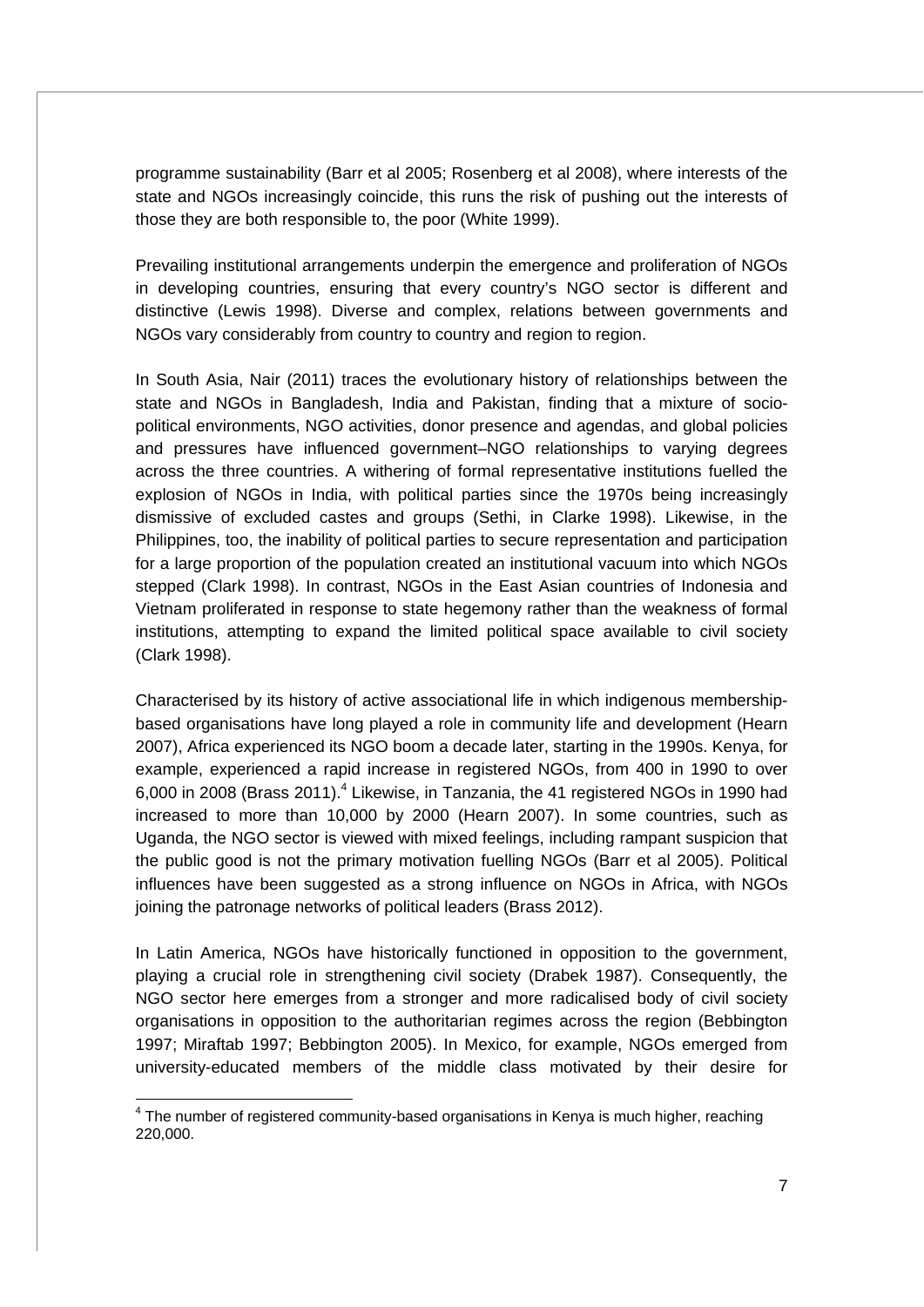programme sustainability (Barr et al 2005; Rosenberg et al 2008), where interests of the state and NGOs increasingly coincide, this runs the risk of pushing out the interests of those they are both responsible to, the poor (White 1999).

Prevailing institutional arrangements underpin the emergence and proliferation of NGOs in developing countries, ensuring that every country's NGO sector is different and distinctive (Lewis 1998). Diverse and complex, relations between governments and NGOs vary considerably from country to country and region to region.

In South Asia, Nair (2011) traces the evolutionary history of relationships between the state and NGOs in Bangladesh, India and Pakistan, finding that a mixture of socio-political environments, NGO activities, donor presence and agendas, and global policies and pressures have influenced government–NGO relationships to varying degrees across the three countries. A withering of formal representative institutions fuelled the explosion of NGOs in India, with political parties since the 1970s being increasingly dismissive of excluded castes and groups (Sethi, in Clarke 1998). Likewise, in the Philippines, too, the inability of political parties to secure representation and participation for a large proportion of the population created an institutional vacuum into which NGOs stepped (Clark 1998). In contrast, NGOs in the East Asian countries of Indonesia and Vietnam proliferated in response to state hegemony rather than the weakness of formal institutions, attempting to expand the limited political space available to civil society (Clark 1998).

Characterised by its history of active associational life in which indigenous membership-based organisations have long played a role in community life and development (Hearn 2007), Africa experienced its NGO boom a decade later, starting in the 1990s. Kenya, for example, experienced a rapid increase in registered NGOs, from 400 in 1990 to over 6,000 in 2008 (Brass 2011).[4] Likewise, in Tanzania, the 41 registered NGOs in 1990 had increased to more than 10,000 by 2000 (Hearn 2007). In some countries, such as Uganda, the NGO sector is viewed with mixed feelings, including rampant suspicion that the public good is not the primary motivation fuelling NGOs (Barr et al 2005). Political influences have been suggested as a strong influence on NGOs in Africa, with NGOs joining the patronage networks of political leaders (Brass 2012).

In Latin America, NGOs have historically functioned in opposition to the government, playing a crucial role in strengthening civil society (Drabek 1987). Consequently, the NGO sector here emerges from a stronger and more radicalised body of civil society organisations in opposition to the authoritarian regimes across the region (Bebbington 1997; Miraftab 1997; Bebbington 2005). In Mexico, for example, NGOs emerged from university-educated members of the middle class motivated by their desire for

[4] The number of registered community-based organisations in Kenya is much higher, reaching 220,000.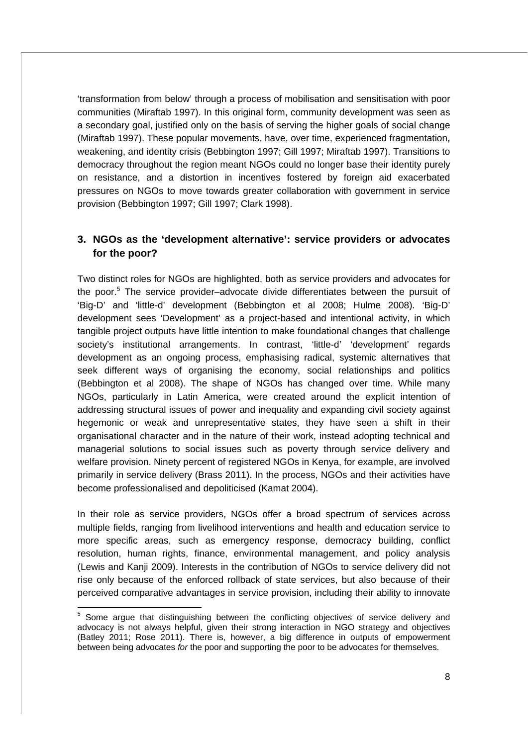'transformation from below' through a process of mobilisation and sensitisation with poor communities (Miraftab 1997). In this original form, community development was seen as a secondary goal, justified only on the basis of serving the higher goals of social change (Miraftab 1997). These popular movements, have, over time, experienced fragmentation, weakening, and identity crisis (Bebbington 1997; Gill 1997; Miraftab 1997). Transitions to democracy throughout the region meant NGOs could no longer base their identity purely on resistance, and a distortion in incentives fostered by foreign aid exacerbated pressures on NGOs to move towards greater collaboration with government in service provision (Bebbington 1997; Gill 1997; Clark 1998).

## 3. NGOs as the 'development alternative': service providers or advocates for the poor?

Two distinct roles for NGOs are highlighted, both as service providers and advocates for the poor.[5] The service provider–advocate divide differentiates between the pursuit of 'Big-D' and 'little-d' development (Bebbington et al 2008; Hulme 2008). 'Big-D' development sees 'Development' as a project-based and intentional activity, in which tangible project outputs have little intention to make foundational changes that challenge society's institutional arrangements. In contrast, 'little-d' 'development' regards development as an ongoing process, emphasising radical, systemic alternatives that seek different ways of organising the economy, social relationships and politics (Bebbington et al 2008). The shape of NGOs has changed over time. While many NGOs, particularly in Latin America, were created around the explicit intention of addressing structural issues of power and inequality and expanding civil society against hegemonic or weak and unrepresentative states, they have seen a shift in their organisational character and in the nature of their work, instead adopting technical and managerial solutions to social issues such as poverty through service delivery and welfare provision. Ninety percent of registered NGOs in Kenya, for example, are involved primarily in service delivery (Brass 2011). In the process, NGOs and their activities have become professionalised and depoliticised (Kamat 2004).

In their role as service providers, NGOs offer a broad spectrum of services across multiple fields, ranging from livelihood interventions and health and education service to more specific areas, such as emergency response, democracy building, conflict resolution, human rights, finance, environmental management, and policy analysis (Lewis and Kanji 2009). Interests in the contribution of NGOs to service delivery did not rise only because of the enforced rollback of state services, but also because of their perceived comparative advantages in service provision, including their ability to innovate

[5] Some argue that distinguishing between the conflicting objectives of service delivery and advocacy is not always helpful, given their strong interaction in NGO strategy and objectives (Batley 2011; Rose 2011). There is, however, a big difference in outputs of empowerment between being advocates *for* the poor and supporting the poor to be advocates for themselves.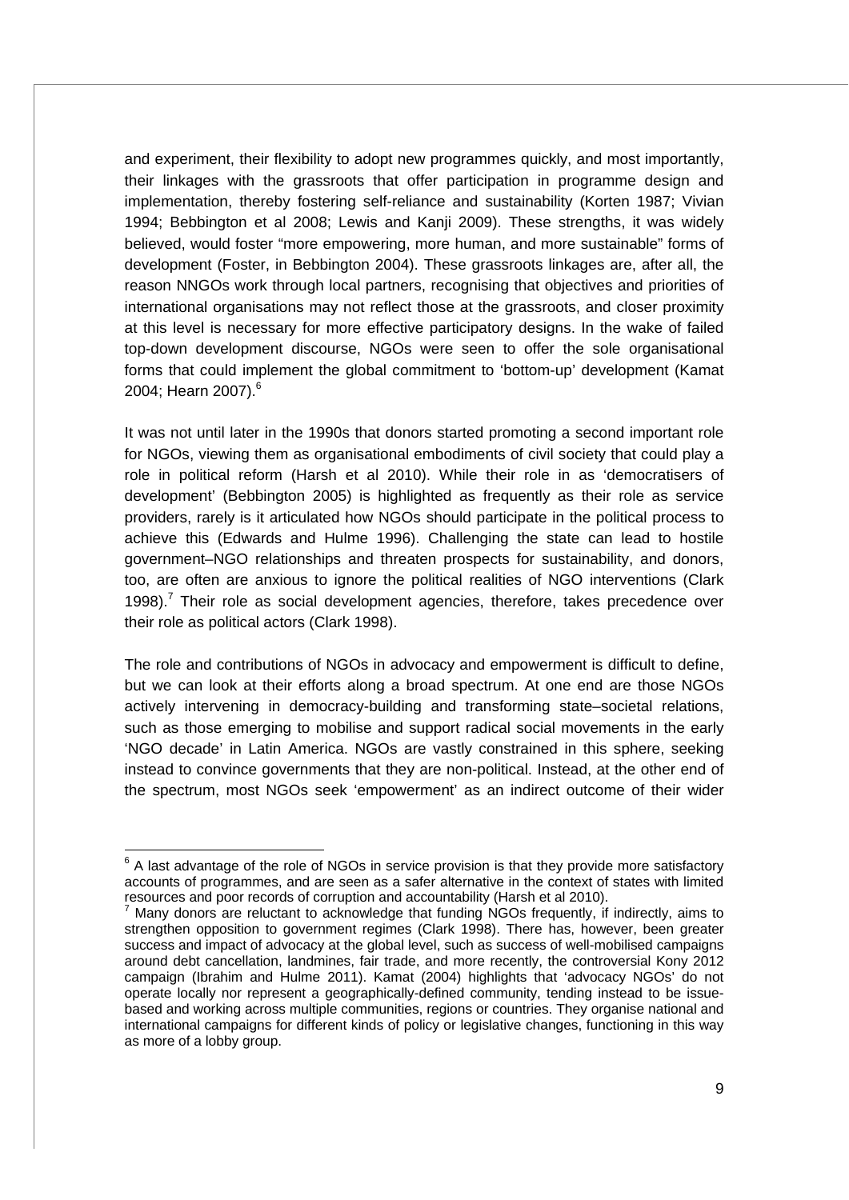and experiment, their flexibility to adopt new programmes quickly, and most importantly, their linkages with the grassroots that offer participation in programme design and implementation, thereby fostering self-reliance and sustainability (Korten 1987; Vivian 1994; Bebbington et al 2008; Lewis and Kanji 2009). These strengths, it was widely believed, would foster "more empowering, more human, and more sustainable" forms of development (Foster, in Bebbington 2004). These grassroots linkages are, after all, the reason NNGOs work through local partners, recognising that objectives and priorities of international organisations may not reflect those at the grassroots, and closer proximity at this level is necessary for more effective participatory designs. In the wake of failed top-down development discourse, NGOs were seen to offer the sole organisational forms that could implement the global commitment to 'bottom-up' development (Kamat 2004; Hearn 2007).[6]

It was not until later in the 1990s that donors started promoting a second important role for NGOs, viewing them as organisational embodiments of civil society that could play a role in political reform (Harsh et al 2010). While their role in as 'democratisers of development' (Bebbington 2005) is highlighted as frequently as their role as service providers, rarely is it articulated how NGOs should participate in the political process to achieve this (Edwards and Hulme 1996). Challenging the state can lead to hostile government–NGO relationships and threaten prospects for sustainability, and donors, too, are often are anxious to ignore the political realities of NGO interventions (Clark 1998).[7] Their role as social development agencies, therefore, takes precedence over their role as political actors (Clark 1998).

The role and contributions of NGOs in advocacy and empowerment is difficult to define, but we can look at their efforts along a broad spectrum. At one end are those NGOs actively intervening in democracy-building and transforming state–societal relations, such as those emerging to mobilise and support radical social movements in the early 'NGO decade' in Latin America. NGOs are vastly constrained in this sphere, seeking instead to convince governments that they are non-political. Instead, at the other end of the spectrum, most NGOs seek 'empowerment' as an indirect outcome of their wider

[6] A last advantage of the role of NGOs in service provision is that they provide more satisfactory accounts of programmes, and are seen as a safer alternative in the context of states with limited resources and poor records of corruption and accountability (Harsh et al 2010).

[7] Many donors are reluctant to acknowledge that funding NGOs frequently, if indirectly, aims to strengthen opposition to government regimes (Clark 1998). There has, however, been greater success and impact of advocacy at the global level, such as success of well-mobilised campaigns around debt cancellation, landmines, fair trade, and more recently, the controversial Kony 2012 campaign (Ibrahim and Hulme 2011). Kamat (2004) highlights that 'advocacy NGOs' do not operate locally nor represent a geographically-defined community, tending instead to be issue-based and working across multiple communities, regions or countries. They organise national and international campaigns for different kinds of policy or legislative changes, functioning in this way as more of a lobby group.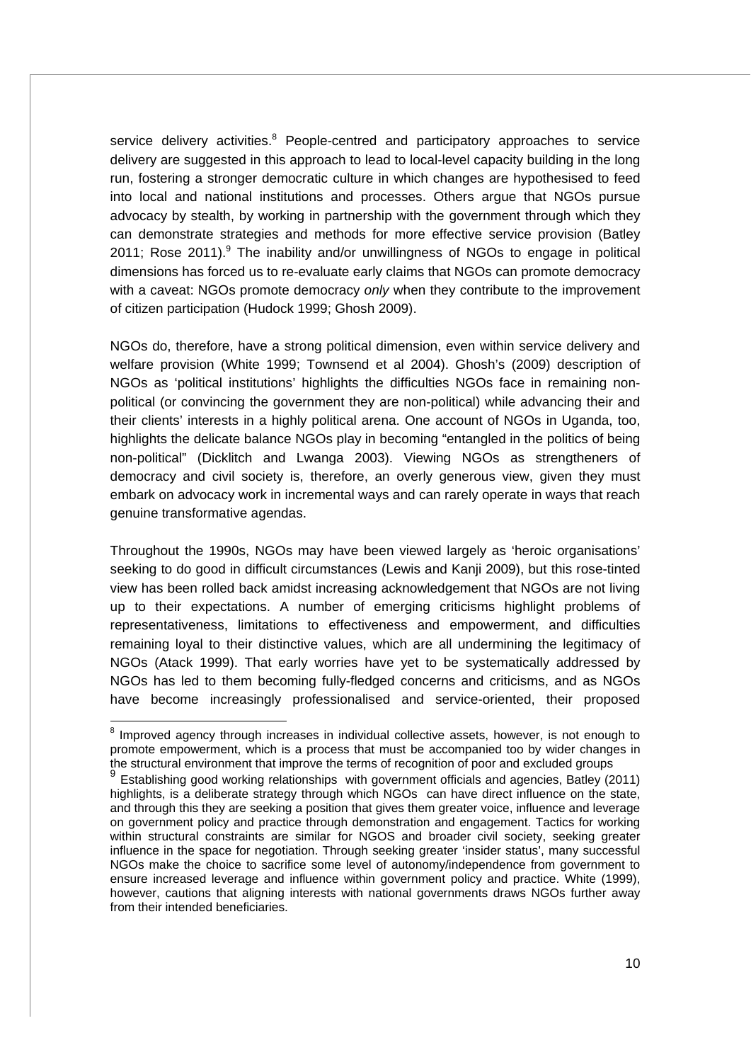service delivery activities.[8] People-centred and participatory approaches to service delivery are suggested in this approach to lead to local-level capacity building in the long run, fostering a stronger democratic culture in which changes are hypothesised to feed into local and national institutions and processes. Others argue that NGOs pursue advocacy by stealth, by working in partnership with the government through which they can demonstrate strategies and methods for more effective service provision (Batley 2011; Rose 2011).[9] The inability and/or unwillingness of NGOs to engage in political dimensions has forced us to re-evaluate early claims that NGOs can promote democracy with a caveat: NGOs promote democracy *only* when they contribute to the improvement of citizen participation (Hudock 1999; Ghosh 2009).

NGOs do, therefore, have a strong political dimension, even within service delivery and welfare provision (White 1999; Townsend et al 2004). Ghosh's (2009) description of NGOs as 'political institutions' highlights the difficulties NGOs face in remaining non-political (or convincing the government they are non-political) while advancing their and their clients' interests in a highly political arena. One account of NGOs in Uganda, too, highlights the delicate balance NGOs play in becoming "entangled in the politics of being non-political" (Dicklitch and Lwanga 2003). Viewing NGOs as strengtheners of democracy and civil society is, therefore, an overly generous view, given they must embark on advocacy work in incremental ways and can rarely operate in ways that reach genuine transformative agendas.

Throughout the 1990s, NGOs may have been viewed largely as 'heroic organisations' seeking to do good in difficult circumstances (Lewis and Kanji 2009), but this rose-tinted view has been rolled back amidst increasing acknowledgement that NGOs are not living up to their expectations. A number of emerging criticisms highlight problems of representativeness, limitations to effectiveness and empowerment, and difficulties remaining loyal to their distinctive values, which are all undermining the legitimacy of NGOs (Atack 1999). That early worries have yet to be systematically addressed by NGOs has led to them becoming fully-fledged concerns and criticisms, and as NGOs have become increasingly professionalised and service-oriented, their proposed

[8] Improved agency through increases in individual collective assets, however, is not enough to promote empowerment, which is a process that must be accompanied too by wider changes in the structural environment that improve the terms of recognition of poor and excluded groups

[9] Establishing good working relationships with government officials and agencies, Batley (2011) highlights, is a deliberate strategy through which NGOs can have direct influence on the state, and through this they are seeking a position that gives them greater voice, influence and leverage on government policy and practice through demonstration and engagement. Tactics for working within structural constraints are similar for NGOS and broader civil society, seeking greater influence in the space for negotiation. Through seeking greater 'insider status', many successful NGOs make the choice to sacrifice some level of autonomy/independence from government to ensure increased leverage and influence within government policy and practice. White (1999), however, cautions that aligning interests with national governments draws NGOs further away from their intended beneficiaries.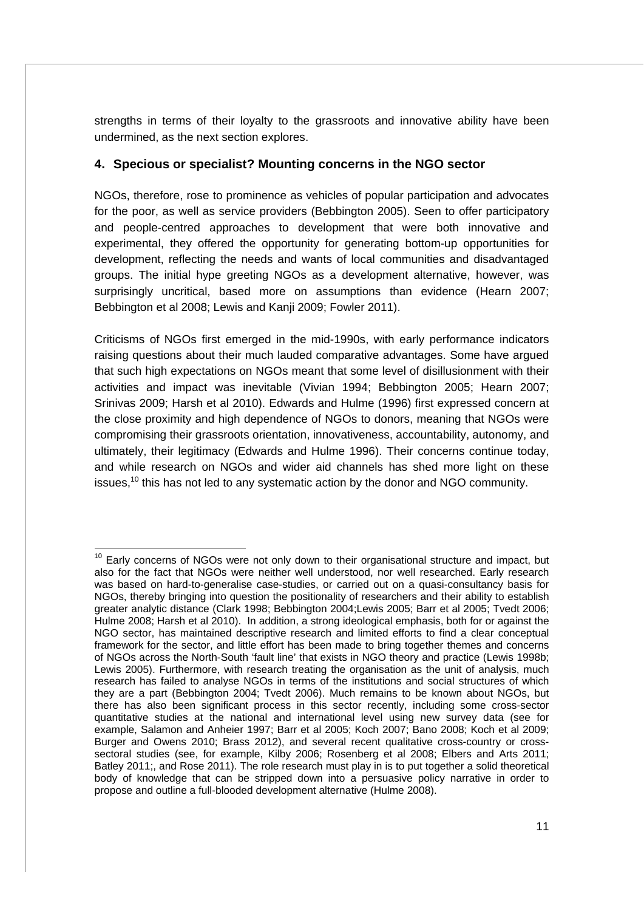strengths in terms of their loyalty to the grassroots and innovative ability have been undermined, as the next section explores.

## 4. Specious or specialist? Mounting concerns in the NGO sector

NGOs, therefore, rose to prominence as vehicles of popular participation and advocates for the poor, as well as service providers (Bebbington 2005). Seen to offer participatory and people-centred approaches to development that were both innovative and experimental, they offered the opportunity for generating bottom-up opportunities for development, reflecting the needs and wants of local communities and disadvantaged groups. The initial hype greeting NGOs as a development alternative, however, was surprisingly uncritical, based more on assumptions than evidence (Hearn 2007; Bebbington et al 2008; Lewis and Kanji 2009; Fowler 2011).

Criticisms of NGOs first emerged in the mid-1990s, with early performance indicators raising questions about their much lauded comparative advantages. Some have argued that such high expectations on NGOs meant that some level of disillusionment with their activities and impact was inevitable (Vivian 1994; Bebbington 2005; Hearn 2007; Srinivas 2009; Harsh et al 2010). Edwards and Hulme (1996) first expressed concern at the close proximity and high dependence of NGOs to donors, meaning that NGOs were compromising their grassroots orientation, innovativeness, accountability, autonomy, and ultimately, their legitimacy (Edwards and Hulme 1996). Their concerns continue today, and while research on NGOs and wider aid channels has shed more light on these issues,[10] this has not led to any systematic action by the donor and NGO community.

---

[10] Early concerns of NGOs were not only down to their organisational structure and impact, but also for the fact that NGOs were neither well understood, nor well researched. Early research was based on hard-to-generalise case-studies, or carried out on a quasi-consultancy basis for NGOs, thereby bringing into question the positionality of researchers and their ability to establish greater analytic distance (Clark 1998; Bebbington 2004;Lewis 2005; Barr et al 2005; Tvedt 2006; Hulme 2008; Harsh et al 2010). In addition, a strong ideological emphasis, both for or against the NGO sector, has maintained descriptive research and limited efforts to find a clear conceptual framework for the sector, and little effort has been made to bring together themes and concerns of NGOs across the North-South 'fault line' that exists in NGO theory and practice (Lewis 1998b; Lewis 2005). Furthermore, with research treating the organisation as the unit of analysis, much research has failed to analyse NGOs in terms of the institutions and social structures of which they are a part (Bebbington 2004; Tvedt 2006). Much remains to be known about NGOs, but there has also been significant process in this sector recently, including some cross-sector quantitative studies at the national and international level using new survey data (see for example, Salamon and Anheier 1997; Barr et al 2005; Koch 2007; Bano 2008; Koch et al 2009; Burger and Owens 2010; Brass 2012), and several recent qualitative cross-country or cross-sectoral studies (see, for example, Kilby 2006; Rosenberg et al 2008; Elbers and Arts 2011; Batley 2011;, and Rose 2011). The role research must play in is to put together a solid theoretical body of knowledge that can be stripped down into a persuasive policy narrative in order to propose and outline a full-blooded development alternative (Hulme 2008).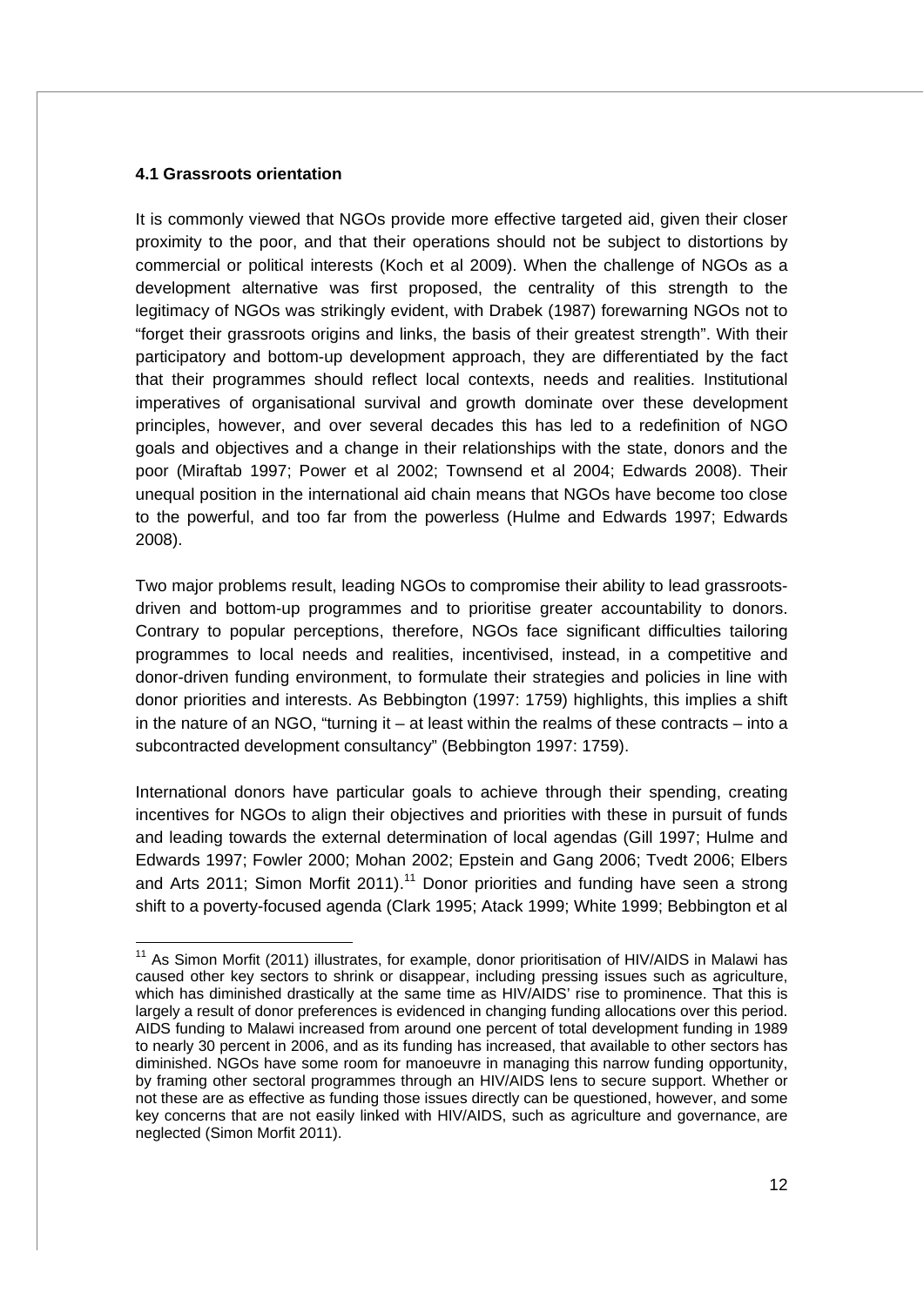### 4.1 Grassroots orientation

It is commonly viewed that NGOs provide more effective targeted aid, given their closer proximity to the poor, and that their operations should not be subject to distortions by commercial or political interests (Koch et al 2009). When the challenge of NGOs as a development alternative was first proposed, the centrality of this strength to the legitimacy of NGOs was strikingly evident, with Drabek (1987) forewarning NGOs not to "forget their grassroots origins and links, the basis of their greatest strength". With their participatory and bottom-up development approach, they are differentiated by the fact that their programmes should reflect local contexts, needs and realities. Institutional imperatives of organisational survival and growth dominate over these development principles, however, and over several decades this has led to a redefinition of NGO goals and objectives and a change in their relationships with the state, donors and the poor (Miraftab 1997; Power et al 2002; Townsend et al 2004; Edwards 2008). Their unequal position in the international aid chain means that NGOs have become too close to the powerful, and too far from the powerless (Hulme and Edwards 1997; Edwards 2008).

Two major problems result, leading NGOs to compromise their ability to lead grassroots-driven and bottom-up programmes and to prioritise greater accountability to donors. Contrary to popular perceptions, therefore, NGOs face significant difficulties tailoring programmes to local needs and realities, incentivised, instead, in a competitive and donor-driven funding environment, to formulate their strategies and policies in line with donor priorities and interests. As Bebbington (1997: 1759) highlights, this implies a shift in the nature of an NGO, "turning it – at least within the realms of these contracts – into a subcontracted development consultancy" (Bebbington 1997: 1759).

International donors have particular goals to achieve through their spending, creating incentives for NGOs to align their objectives and priorities with these in pursuit of funds and leading towards the external determination of local agendas (Gill 1997; Hulme and Edwards 1997; Fowler 2000; Mohan 2002; Epstein and Gang 2006; Tvedt 2006; Elbers and Arts 2011; Simon Morfit 2011).[11] Donor priorities and funding have seen a strong shift to a poverty-focused agenda (Clark 1995; Atack 1999; White 1999; Bebbington et al

[11] As Simon Morfit (2011) illustrates, for example, donor prioritisation of HIV/AIDS in Malawi has caused other key sectors to shrink or disappear, including pressing issues such as agriculture, which has diminished drastically at the same time as HIV/AIDS' rise to prominence. That this is largely a result of donor preferences is evidenced in changing funding allocations over this period. AIDS funding to Malawi increased from around one percent of total development funding in 1989 to nearly 30 percent in 2006, and as its funding has increased, that available to other sectors has diminished. NGOs have some room for manoeuvre in managing this narrow funding opportunity, by framing other sectoral programmes through an HIV/AIDS lens to secure support. Whether or not these are as effective as funding those issues directly can be questioned, however, and some key concerns that are not easily linked with HIV/AIDS, such as agriculture and governance, are neglected (Simon Morfit 2011).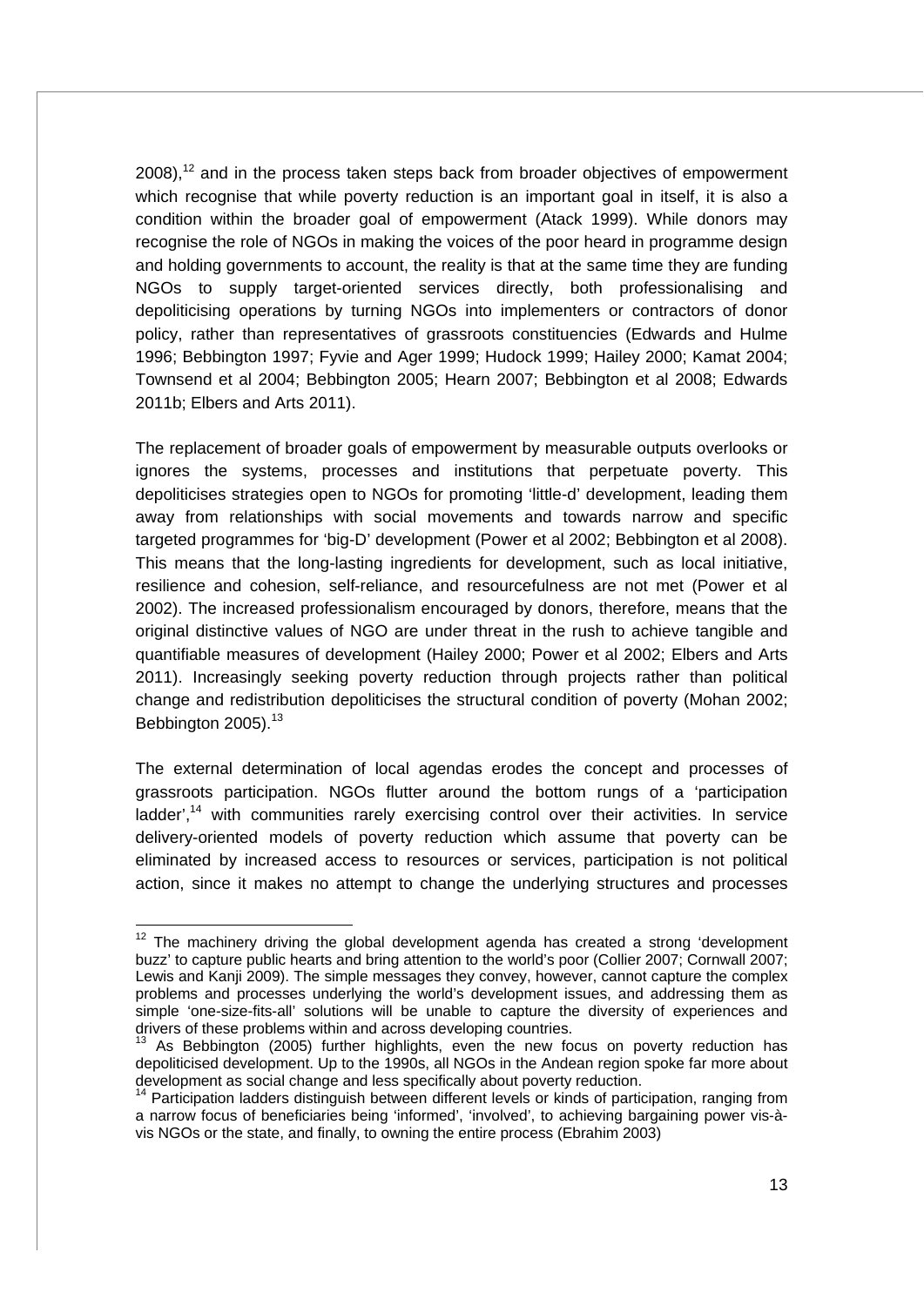2008),[12] and in the process taken steps back from broader objectives of empowerment which recognise that while poverty reduction is an important goal in itself, it is also a condition within the broader goal of empowerment (Atack 1999). While donors may recognise the role of NGOs in making the voices of the poor heard in programme design and holding governments to account, the reality is that at the same time they are funding NGOs to supply target-oriented services directly, both professionalising and depoliticising operations by turning NGOs into implementers or contractors of donor policy, rather than representatives of grassroots constituencies (Edwards and Hulme 1996; Bebbington 1997; Fyvie and Ager 1999; Hudock 1999; Hailey 2000; Kamat 2004; Townsend et al 2004; Bebbington 2005; Hearn 2007; Bebbington et al 2008; Edwards 2011b; Elbers and Arts 2011).

The replacement of broader goals of empowerment by measurable outputs overlooks or ignores the systems, processes and institutions that perpetuate poverty. This depoliticises strategies open to NGOs for promoting 'little-d' development, leading them away from relationships with social movements and towards narrow and specific targeted programmes for 'big-D' development (Power et al 2002; Bebbington et al 2008). This means that the long-lasting ingredients for development, such as local initiative, resilience and cohesion, self-reliance, and resourcefulness are not met (Power et al 2002). The increased professionalism encouraged by donors, therefore, means that the original distinctive values of NGO are under threat in the rush to achieve tangible and quantifiable measures of development (Hailey 2000; Power et al 2002; Elbers and Arts 2011). Increasingly seeking poverty reduction through projects rather than political change and redistribution depoliticises the structural condition of poverty (Mohan 2002; Bebbington 2005).[13]

The external determination of local agendas erodes the concept and processes of grassroots participation. NGOs flutter around the bottom rungs of a 'participation ladder',[14] with communities rarely exercising control over their activities. In service delivery-oriented models of poverty reduction which assume that poverty can be eliminated by increased access to resources or services, participation is not political action, since it makes no attempt to change the underlying structures and processes

---

[12] The machinery driving the global development agenda has created a strong 'development buzz' to capture public hearts and bring attention to the world's poor (Collier 2007; Cornwall 2007; Lewis and Kanji 2009). The simple messages they convey, however, cannot capture the complex problems and processes underlying the world's development issues, and addressing them as simple 'one-size-fits-all' solutions will be unable to capture the diversity of experiences and drivers of these problems within and across developing countries.

[13] As Bebbington (2005) further highlights, even the new focus on poverty reduction has depoliticised development. Up to the 1990s, all NGOs in the Andean region spoke far more about development as social change and less specifically about poverty reduction.

[14] Participation ladders distinguish between different levels or kinds of participation, ranging from a narrow focus of beneficiaries being 'informed', 'involved', to achieving bargaining power vis-à-vis NGOs or the state, and finally, to owning the entire process (Ebrahim 2003)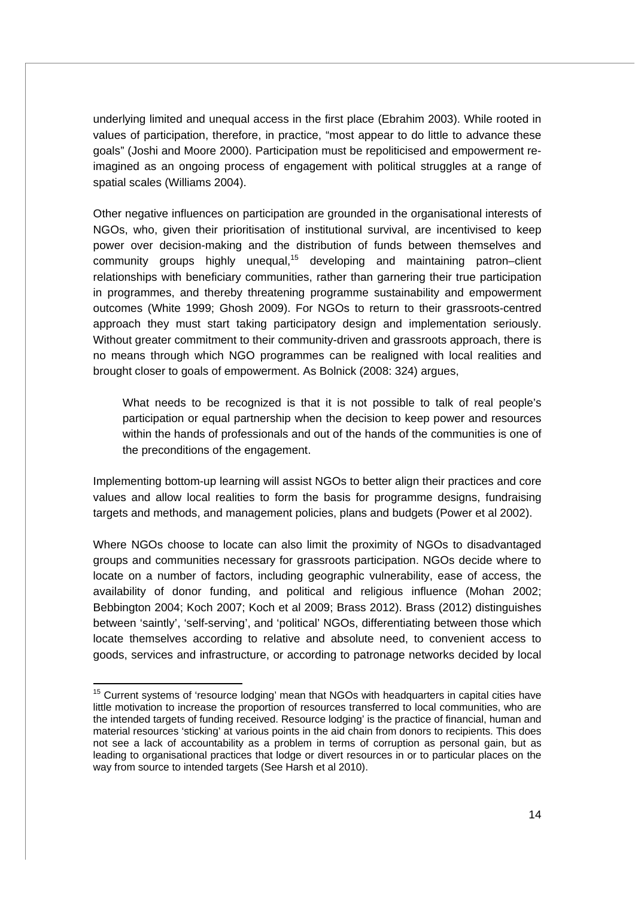underlying limited and unequal access in the first place (Ebrahim 2003). While rooted in values of participation, therefore, in practice, "most appear to do little to advance these goals" (Joshi and Moore 2000). Participation must be repoliticised and empowerment re-imagined as an ongoing process of engagement with political struggles at a range of spatial scales (Williams 2004).

Other negative influences on participation are grounded in the organisational interests of NGOs, who, given their prioritisation of institutional survival, are incentivised to keep power over decision-making and the distribution of funds between themselves and community groups highly unequal,[15] developing and maintaining patron–client relationships with beneficiary communities, rather than garnering their true participation in programmes, and thereby threatening programme sustainability and empowerment outcomes (White 1999; Ghosh 2009). For NGOs to return to their grassroots-centred approach they must start taking participatory design and implementation seriously. Without greater commitment to their community-driven and grassroots approach, there is no means through which NGO programmes can be realigned with local realities and brought closer to goals of empowerment. As Bolnick (2008: 324) argues,

> What needs to be recognized is that it is not possible to talk of real people's participation or equal partnership when the decision to keep power and resources within the hands of professionals and out of the hands of the communities is one of the preconditions of the engagement.

Implementing bottom-up learning will assist NGOs to better align their practices and core values and allow local realities to form the basis for programme designs, fundraising targets and methods, and management policies, plans and budgets (Power et al 2002).

Where NGOs choose to locate can also limit the proximity of NGOs to disadvantaged groups and communities necessary for grassroots participation. NGOs decide where to locate on a number of factors, including geographic vulnerability, ease of access, the availability of donor funding, and political and religious influence (Mohan 2002; Bebbington 2004; Koch 2007; Koch et al 2009; Brass 2012). Brass (2012) distinguishes between 'saintly', 'self-serving', and 'political' NGOs, differentiating between those which locate themselves according to relative and absolute need, to convenient access to goods, services and infrastructure, or according to patronage networks decided by local

---

[15] Current systems of 'resource lodging' mean that NGOs with headquarters in capital cities have little motivation to increase the proportion of resources transferred to local communities, who are the intended targets of funding received. Resource lodging' is the practice of financial, human and material resources 'sticking' at various points in the aid chain from donors to recipients. This does not see a lack of accountability as a problem in terms of corruption as personal gain, but as leading to organisational practices that lodge or divert resources in or to particular places on the way from source to intended targets (See Harsh et al 2010).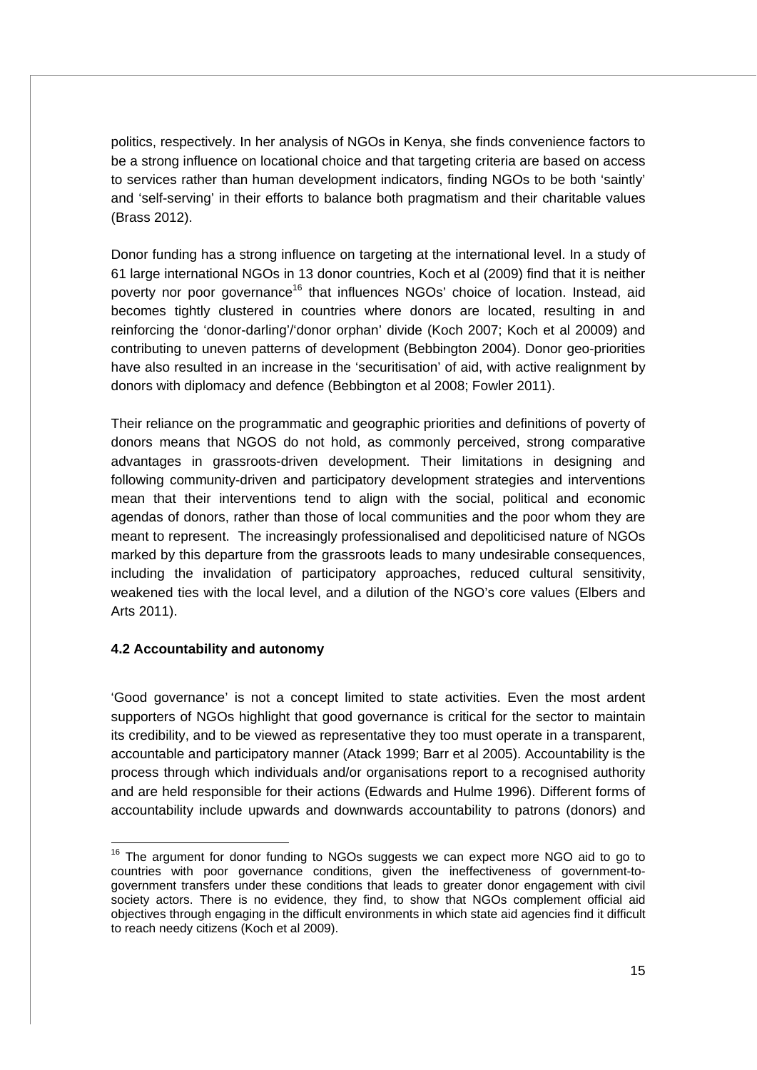politics, respectively. In her analysis of NGOs in Kenya, she finds convenience factors to be a strong influence on locational choice and that targeting criteria are based on access to services rather than human development indicators, finding NGOs to be both 'saintly' and 'self-serving' in their efforts to balance both pragmatism and their charitable values (Brass 2012).

Donor funding has a strong influence on targeting at the international level. In a study of 61 large international NGOs in 13 donor countries, Koch et al (2009) find that it is neither poverty nor poor governance[16] that influences NGOs' choice of location. Instead, aid becomes tightly clustered in countries where donors are located, resulting in and reinforcing the 'donor-darling'/'donor orphan' divide (Koch 2007; Koch et al 20009) and contributing to uneven patterns of development (Bebbington 2004). Donor geo-priorities have also resulted in an increase in the 'securitisation' of aid, with active realignment by donors with diplomacy and defence (Bebbington et al 2008; Fowler 2011).

Their reliance on the programmatic and geographic priorities and definitions of poverty of donors means that NGOS do not hold, as commonly perceived, strong comparative advantages in grassroots-driven development. Their limitations in designing and following community-driven and participatory development strategies and interventions mean that their interventions tend to align with the social, political and economic agendas of donors, rather than those of local communities and the poor whom they are meant to represent. The increasingly professionalised and depoliticised nature of NGOs marked by this departure from the grassroots leads to many undesirable consequences, including the invalidation of participatory approaches, reduced cultural sensitivity, weakened ties with the local level, and a dilution of the NGO's core values (Elbers and Arts 2011).

### 4.2 Accountability and autonomy

'Good governance' is not a concept limited to state activities. Even the most ardent supporters of NGOs highlight that good governance is critical for the sector to maintain its credibility, and to be viewed as representative they too must operate in a transparent, accountable and participatory manner (Atack 1999; Barr et al 2005). Accountability is the process through which individuals and/or organisations report to a recognised authority and are held responsible for their actions (Edwards and Hulme 1996). Different forms of accountability include upwards and downwards accountability to patrons (donors) and

---

[16] The argument for donor funding to NGOs suggests we can expect more NGO aid to go to countries with poor governance conditions, given the ineffectiveness of government-to-government transfers under these conditions that leads to greater donor engagement with civil society actors. There is no evidence, they find, to show that NGOs complement official aid objectives through engaging in the difficult environments in which state aid agencies find it difficult to reach needy citizens (Koch et al 2009).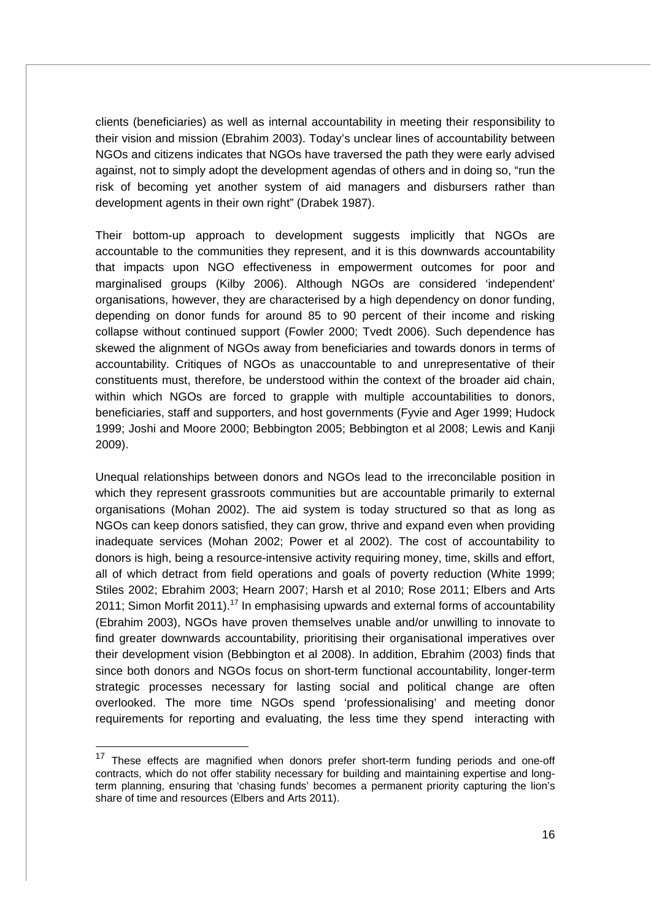clients (beneficiaries) as well as internal accountability in meeting their responsibility to their vision and mission (Ebrahim 2003). Today's unclear lines of accountability between NGOs and citizens indicates that NGOs have traversed the path they were early advised against, not to simply adopt the development agendas of others and in doing so, "run the risk of becoming yet another system of aid managers and disbursers rather than development agents in their own right" (Drabek 1987).

Their bottom-up approach to development suggests implicitly that NGOs are accountable to the communities they represent, and it is this downwards accountability that impacts upon NGO effectiveness in empowerment outcomes for poor and marginalised groups (Kilby 2006). Although NGOs are considered 'independent' organisations, however, they are characterised by a high dependency on donor funding, depending on donor funds for around 85 to 90 percent of their income and risking collapse without continued support (Fowler 2000; Tvedt 2006). Such dependence has skewed the alignment of NGOs away from beneficiaries and towards donors in terms of accountability. Critiques of NGOs as unaccountable to and unrepresentative of their constituents must, therefore, be understood within the context of the broader aid chain, within which NGOs are forced to grapple with multiple accountabilities to donors, beneficiaries, staff and supporters, and host governments (Fyvie and Ager 1999; Hudock 1999; Joshi and Moore 2000; Bebbington 2005; Bebbington et al 2008; Lewis and Kanji 2009).

Unequal relationships between donors and NGOs lead to the irreconcilable position in which they represent grassroots communities but are accountable primarily to external organisations (Mohan 2002). The aid system is today structured so that as long as NGOs can keep donors satisfied, they can grow, thrive and expand even when providing inadequate services (Mohan 2002; Power et al 2002). The cost of accountability to donors is high, being a resource-intensive activity requiring money, time, skills and effort, all of which detract from field operations and goals of poverty reduction (White 1999; Stiles 2002; Ebrahim 2003; Hearn 2007; Harsh et al 2010; Rose 2011; Elbers and Arts 2011; Simon Morfit 2011).[17] In emphasising upwards and external forms of accountability (Ebrahim 2003), NGOs have proven themselves unable and/or unwilling to innovate to find greater downwards accountability, prioritising their organisational imperatives over their development vision (Bebbington et al 2008). In addition, Ebrahim (2003) finds that since both donors and NGOs focus on short-term functional accountability, longer-term strategic processes necessary for lasting social and political change are often overlooked. The more time NGOs spend 'professionalising' and meeting donor requirements for reporting and evaluating, the less time they spend interacting with

[17] These effects are magnified when donors prefer short-term funding periods and one-off contracts, which do not offer stability necessary for building and maintaining expertise and long-term planning, ensuring that 'chasing funds' becomes a permanent priority capturing the lion's share of time and resources (Elbers and Arts 2011).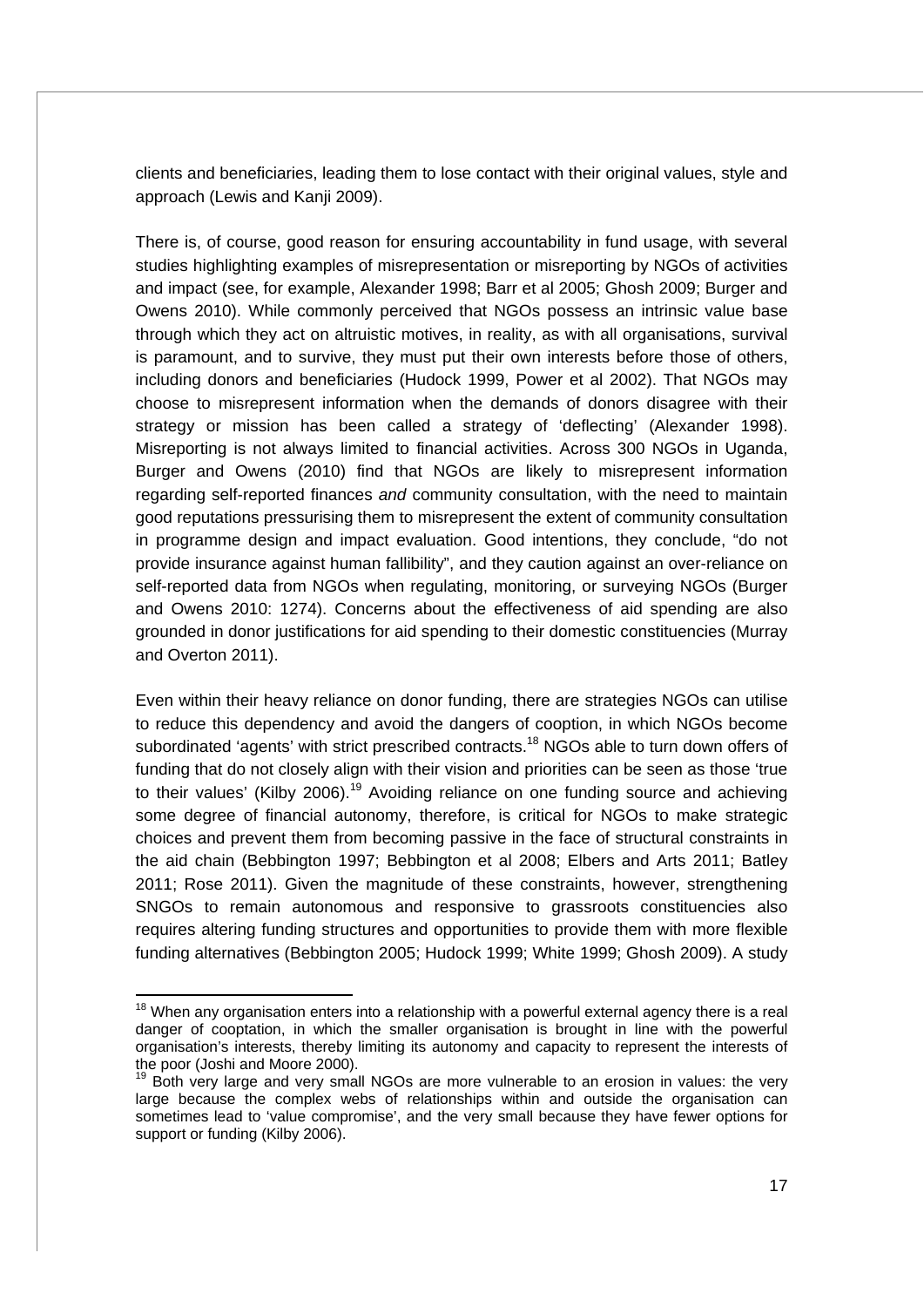clients and beneficiaries, leading them to lose contact with their original values, style and approach (Lewis and Kanji 2009).

There is, of course, good reason for ensuring accountability in fund usage, with several studies highlighting examples of misrepresentation or misreporting by NGOs of activities and impact (see, for example, Alexander 1998; Barr et al 2005; Ghosh 2009; Burger and Owens 2010). While commonly perceived that NGOs possess an intrinsic value base through which they act on altruistic motives, in reality, as with all organisations, survival is paramount, and to survive, they must put their own interests before those of others, including donors and beneficiaries (Hudock 1999, Power et al 2002). That NGOs may choose to misrepresent information when the demands of donors disagree with their strategy or mission has been called a strategy of 'deflecting' (Alexander 1998). Misreporting is not always limited to financial activities. Across 300 NGOs in Uganda, Burger and Owens (2010) find that NGOs are likely to misrepresent information regarding self-reported finances *and* community consultation, with the need to maintain good reputations pressurising them to misrepresent the extent of community consultation in programme design and impact evaluation. Good intentions, they conclude, "do not provide insurance against human fallibility", and they caution against an over-reliance on self-reported data from NGOs when regulating, monitoring, or surveying NGOs (Burger and Owens 2010: 1274). Concerns about the effectiveness of aid spending are also grounded in donor justifications for aid spending to their domestic constituencies (Murray and Overton 2011).

Even within their heavy reliance on donor funding, there are strategies NGOs can utilise to reduce this dependency and avoid the dangers of cooption, in which NGOs become subordinated 'agents' with strict prescribed contracts.[18] NGOs able to turn down offers of funding that do not closely align with their vision and priorities can be seen as those 'true to their values' (Kilby 2006).[19] Avoiding reliance on one funding source and achieving some degree of financial autonomy, therefore, is critical for NGOs to make strategic choices and prevent them from becoming passive in the face of structural constraints in the aid chain (Bebbington 1997; Bebbington et al 2008; Elbers and Arts 2011; Batley 2011; Rose 2011). Given the magnitude of these constraints, however, strengthening SNGOs to remain autonomous and responsive to grassroots constituencies also requires altering funding structures and opportunities to provide them with more flexible funding alternatives (Bebbington 2005; Hudock 1999; White 1999; Ghosh 2009). A study

[18] When any organisation enters into a relationship with a powerful external agency there is a real danger of cooptation, in which the smaller organisation is brought in line with the powerful organisation's interests, thereby limiting its autonomy and capacity to represent the interests of the poor (Joshi and Moore 2000).

[19] Both very large and very small NGOs are more vulnerable to an erosion in values: the very large because the complex webs of relationships within and outside the organisation can sometimes lead to 'value compromise', and the very small because they have fewer options for support or funding (Kilby 2006).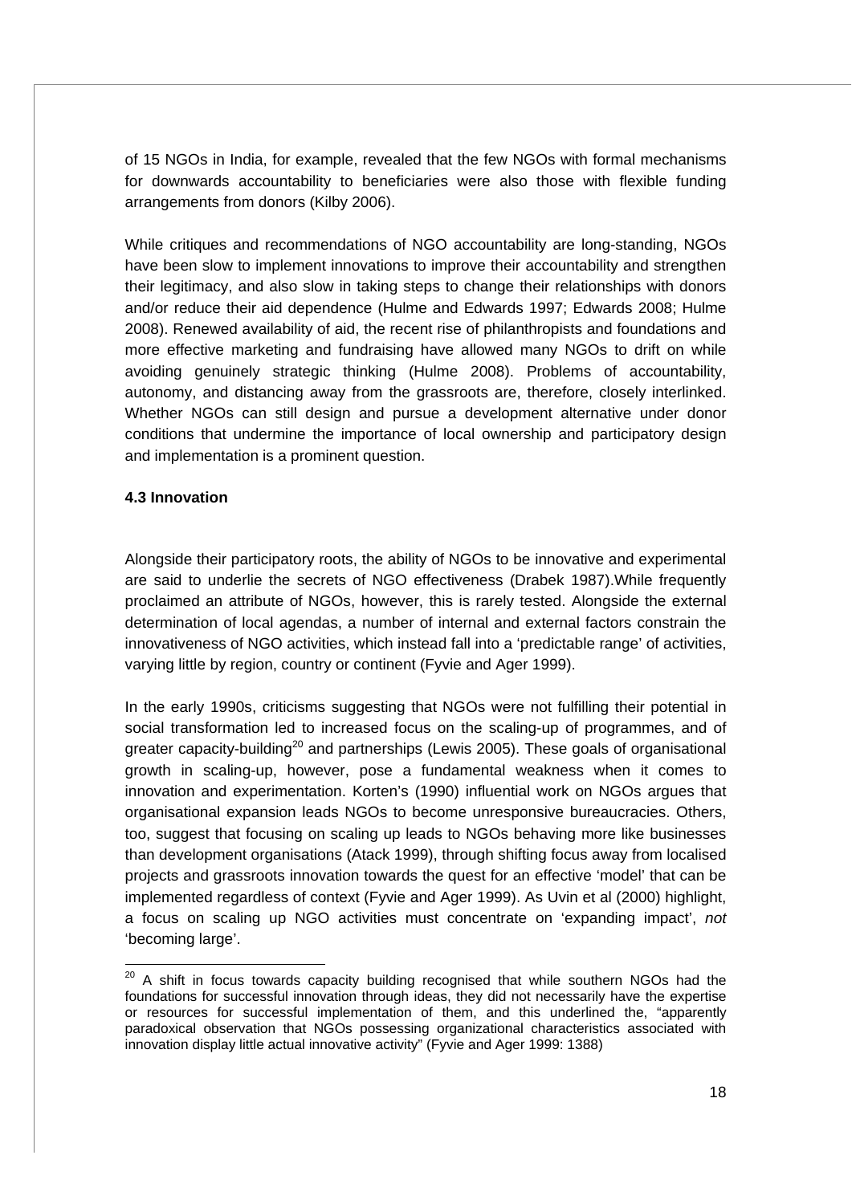of 15 NGOs in India, for example, revealed that the few NGOs with formal mechanisms for downwards accountability to beneficiaries were also those with flexible funding arrangements from donors (Kilby 2006).

While critiques and recommendations of NGO accountability are long-standing, NGOs have been slow to implement innovations to improve their accountability and strengthen their legitimacy, and also slow in taking steps to change their relationships with donors and/or reduce their aid dependence (Hulme and Edwards 1997; Edwards 2008; Hulme 2008). Renewed availability of aid, the recent rise of philanthropists and foundations and more effective marketing and fundraising have allowed many NGOs to drift on while avoiding genuinely strategic thinking (Hulme 2008). Problems of accountability, autonomy, and distancing away from the grassroots are, therefore, closely interlinked. Whether NGOs can still design and pursue a development alternative under donor conditions that undermine the importance of local ownership and participatory design and implementation is a prominent question.

### 4.3 Innovation

Alongside their participatory roots, the ability of NGOs to be innovative and experimental are said to underlie the secrets of NGO effectiveness (Drabek 1987).While frequently proclaimed an attribute of NGOs, however, this is rarely tested. Alongside the external determination of local agendas, a number of internal and external factors constrain the innovativeness of NGO activities, which instead fall into a 'predictable range' of activities, varying little by region, country or continent (Fyvie and Ager 1999).

In the early 1990s, criticisms suggesting that NGOs were not fulfilling their potential in social transformation led to increased focus on the scaling-up of programmes, and of greater capacity-building[20] and partnerships (Lewis 2005). These goals of organisational growth in scaling-up, however, pose a fundamental weakness when it comes to innovation and experimentation. Korten's (1990) influential work on NGOs argues that organisational expansion leads NGOs to become unresponsive bureaucracies. Others, too, suggest that focusing on scaling up leads to NGOs behaving more like businesses than development organisations (Atack 1999), through shifting focus away from localised projects and grassroots innovation towards the quest for an effective 'model' that can be implemented regardless of context (Fyvie and Ager 1999). As Uvin et al (2000) highlight, a focus on scaling up NGO activities must concentrate on 'expanding impact', *not* 'becoming large'.

---

[20] A shift in focus towards capacity building recognised that while southern NGOs had the foundations for successful innovation through ideas, they did not necessarily have the expertise or resources for successful implementation of them, and this underlined the, "apparently paradoxical observation that NGOs possessing organizational characteristics associated with innovation display little actual innovative activity" (Fyvie and Ager 1999: 1388)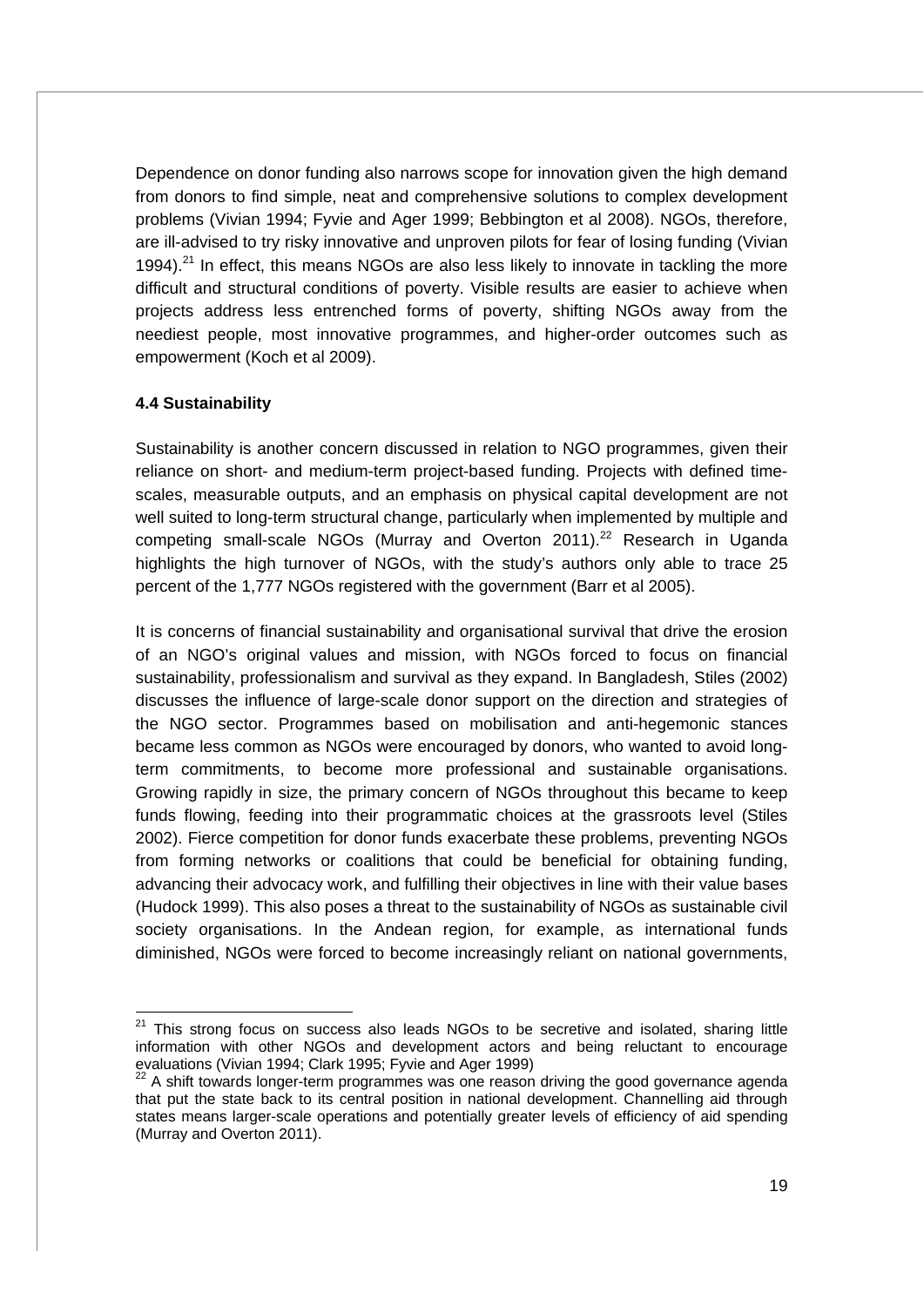Dependence on donor funding also narrows scope for innovation given the high demand from donors to find simple, neat and comprehensive solutions to complex development problems (Vivian 1994; Fyvie and Ager 1999; Bebbington et al 2008). NGOs, therefore, are ill-advised to try risky innovative and unproven pilots for fear of losing funding (Vivian 1994).[21] In effect, this means NGOs are also less likely to innovate in tackling the more difficult and structural conditions of poverty. Visible results are easier to achieve when projects address less entrenched forms of poverty, shifting NGOs away from the neediest people, most innovative programmes, and higher-order outcomes such as empowerment (Koch et al 2009).

### 4.4 Sustainability

Sustainability is another concern discussed in relation to NGO programmes, given their reliance on short- and medium-term project-based funding. Projects with defined time-scales, measurable outputs, and an emphasis on physical capital development are not well suited to long-term structural change, particularly when implemented by multiple and competing small-scale NGOs (Murray and Overton 2011).[22] Research in Uganda highlights the high turnover of NGOs, with the study's authors only able to trace 25 percent of the 1,777 NGOs registered with the government (Barr et al 2005).

It is concerns of financial sustainability and organisational survival that drive the erosion of an NGO's original values and mission, with NGOs forced to focus on financial sustainability, professionalism and survival as they expand. In Bangladesh, Stiles (2002) discusses the influence of large-scale donor support on the direction and strategies of the NGO sector. Programmes based on mobilisation and anti-hegemonic stances became less common as NGOs were encouraged by donors, who wanted to avoid long-term commitments, to become more professional and sustainable organisations. Growing rapidly in size, the primary concern of NGOs throughout this became to keep funds flowing, feeding into their programmatic choices at the grassroots level (Stiles 2002). Fierce competition for donor funds exacerbate these problems, preventing NGOs from forming networks or coalitions that could be beneficial for obtaining funding, advancing their advocacy work, and fulfilling their objectives in line with their value bases (Hudock 1999). This also poses a threat to the sustainability of NGOs as sustainable civil society organisations. In the Andean region, for example, as international funds diminished, NGOs were forced to become increasingly reliant on national governments,

---

[21] This strong focus on success also leads NGOs to be secretive and isolated, sharing little information with other NGOs and development actors and being reluctant to encourage evaluations (Vivian 1994; Clark 1995; Fyvie and Ager 1999)

[22] A shift towards longer-term programmes was one reason driving the good governance agenda that put the state back to its central position in national development. Channelling aid through states means larger-scale operations and potentially greater levels of efficiency of aid spending (Murray and Overton 2011).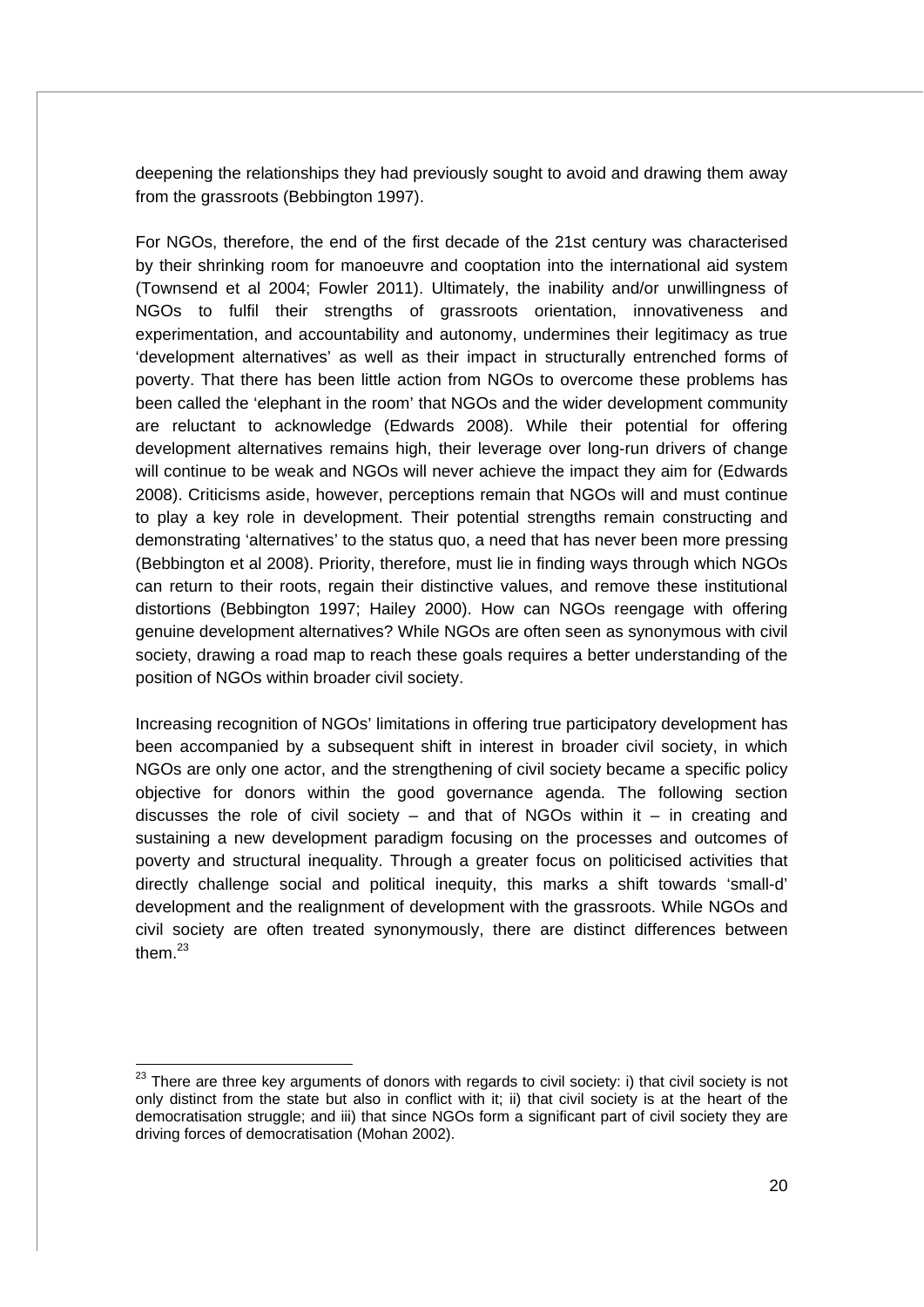deepening the relationships they had previously sought to avoid and drawing them away from the grassroots (Bebbington 1997).

For NGOs, therefore, the end of the first decade of the 21st century was characterised by their shrinking room for manoeuvre and cooptation into the international aid system (Townsend et al 2004; Fowler 2011). Ultimately, the inability and/or unwillingness of NGOs to fulfil their strengths of grassroots orientation, innovativeness and experimentation, and accountability and autonomy, undermines their legitimacy as true 'development alternatives' as well as their impact in structurally entrenched forms of poverty. That there has been little action from NGOs to overcome these problems has been called the 'elephant in the room' that NGOs and the wider development community are reluctant to acknowledge (Edwards 2008). While their potential for offering development alternatives remains high, their leverage over long-run drivers of change will continue to be weak and NGOs will never achieve the impact they aim for (Edwards 2008). Criticisms aside, however, perceptions remain that NGOs will and must continue to play a key role in development. Their potential strengths remain constructing and demonstrating 'alternatives' to the status quo, a need that has never been more pressing (Bebbington et al 2008). Priority, therefore, must lie in finding ways through which NGOs can return to their roots, regain their distinctive values, and remove these institutional distortions (Bebbington 1997; Hailey 2000). How can NGOs reengage with offering genuine development alternatives? While NGOs are often seen as synonymous with civil society, drawing a road map to reach these goals requires a better understanding of the position of NGOs within broader civil society.

Increasing recognition of NGOs' limitations in offering true participatory development has been accompanied by a subsequent shift in interest in broader civil society, in which NGOs are only one actor, and the strengthening of civil society became a specific policy objective for donors within the good governance agenda. The following section discusses the role of civil society – and that of NGOs within it – in creating and sustaining a new development paradigm focusing on the processes and outcomes of poverty and structural inequality. Through a greater focus on politicised activities that directly challenge social and political inequity, this marks a shift towards 'small-d' development and the realignment of development with the grassroots. While NGOs and civil society are often treated synonymously, there are distinct differences between them.[23]

[23] There are three key arguments of donors with regards to civil society: i) that civil society is not only distinct from the state but also in conflict with it; ii) that civil society is at the heart of the democratisation struggle; and iii) that since NGOs form a significant part of civil society they are driving forces of democratisation (Mohan 2002).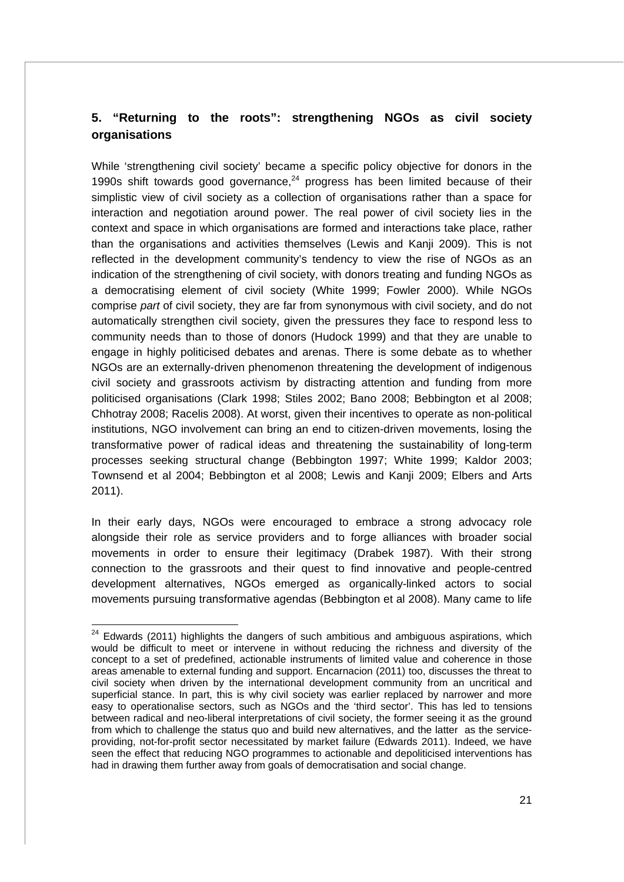## 5. "Returning to the roots": strengthening NGOs as civil society organisations

While 'strengthening civil society' became a specific policy objective for donors in the 1990s shift towards good governance,[24] progress has been limited because of their simplistic view of civil society as a collection of organisations rather than a space for interaction and negotiation around power. The real power of civil society lies in the context and space in which organisations are formed and interactions take place, rather than the organisations and activities themselves (Lewis and Kanji 2009). This is not reflected in the development community's tendency to view the rise of NGOs as an indication of the strengthening of civil society, with donors treating and funding NGOs as a democratising element of civil society (White 1999; Fowler 2000). While NGOs comprise *part* of civil society, they are far from synonymous with civil society, and do not automatically strengthen civil society, given the pressures they face to respond less to community needs than to those of donors (Hudock 1999) and that they are unable to engage in highly politicised debates and arenas. There is some debate as to whether NGOs are an externally-driven phenomenon threatening the development of indigenous civil society and grassroots activism by distracting attention and funding from more politicised organisations (Clark 1998; Stiles 2002; Bano 2008; Bebbington et al 2008; Chhotray 2008; Racelis 2008). At worst, given their incentives to operate as non-political institutions, NGO involvement can bring an end to citizen-driven movements, losing the transformative power of radical ideas and threatening the sustainability of long-term processes seeking structural change (Bebbington 1997; White 1999; Kaldor 2003; Townsend et al 2004; Bebbington et al 2008; Lewis and Kanji 2009; Elbers and Arts 2011).

In their early days, NGOs were encouraged to embrace a strong advocacy role alongside their role as service providers and to forge alliances with broader social movements in order to ensure their legitimacy (Drabek 1987). With their strong connection to the grassroots and their quest to find innovative and people-centred development alternatives, NGOs emerged as organically-linked actors to social movements pursuing transformative agendas (Bebbington et al 2008). Many came to life

[24] Edwards (2011) highlights the dangers of such ambitious and ambiguous aspirations, which would be difficult to meet or intervene in without reducing the richness and diversity of the concept to a set of predefined, actionable instruments of limited value and coherence in those areas amenable to external funding and support. Encarnacion (2011) too, discusses the threat to civil society when driven by the international development community from an uncritical and superficial stance. In part, this is why civil society was earlier replaced by narrower and more easy to operationalise sectors, such as NGOs and the 'third sector'. This has led to tensions between radical and neo-liberal interpretations of civil society, the former seeing it as the ground from which to challenge the status quo and build new alternatives, and the latter as the service-providing, not-for-profit sector necessitated by market failure (Edwards 2011). Indeed, we have seen the effect that reducing NGO programmes to actionable and depoliticised interventions has had in drawing them further away from goals of democratisation and social change.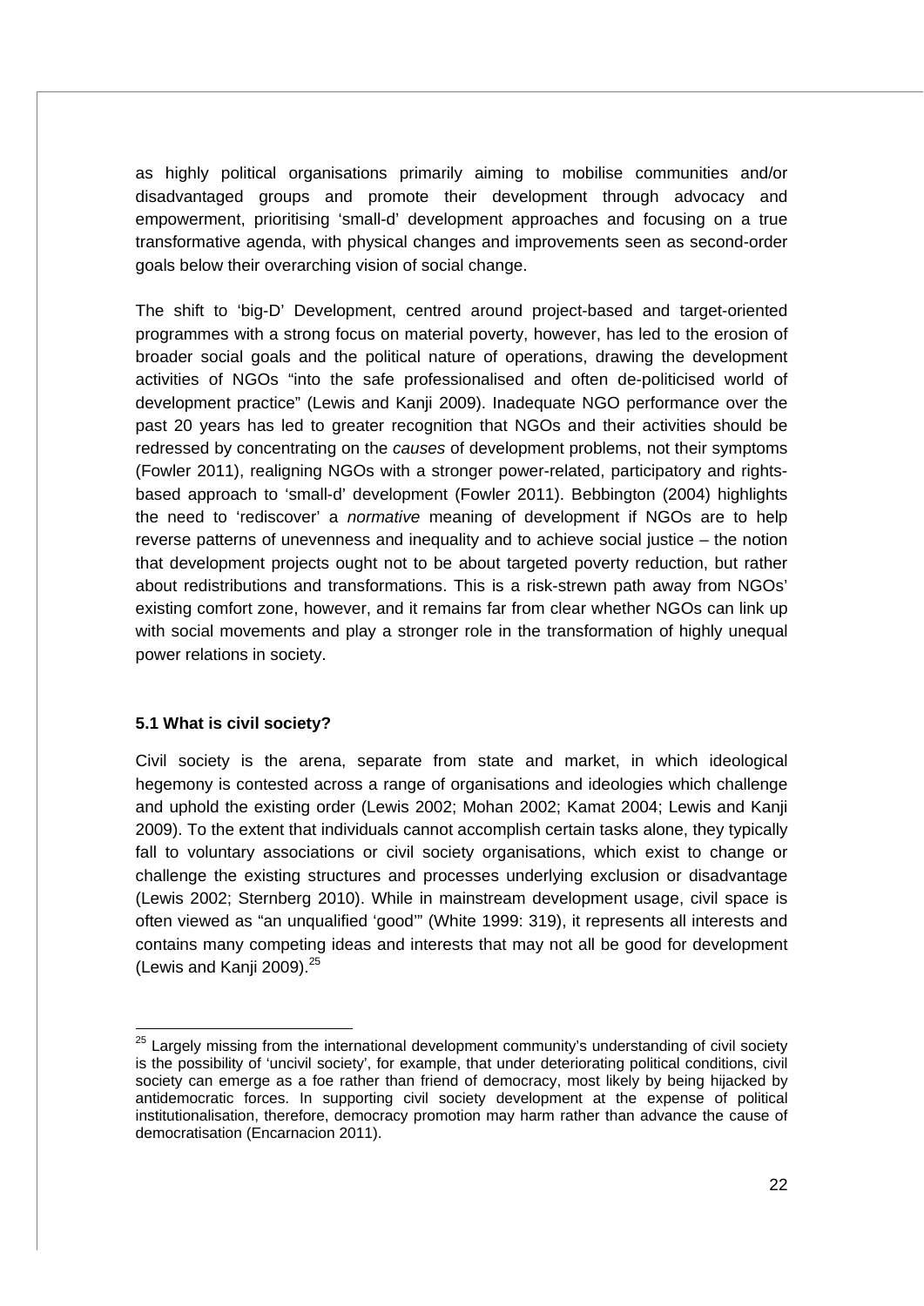as highly political organisations primarily aiming to mobilise communities and/or disadvantaged groups and promote their development through advocacy and empowerment, prioritising 'small-d' development approaches and focusing on a true transformative agenda, with physical changes and improvements seen as second-order goals below their overarching vision of social change.

The shift to 'big-D' Development, centred around project-based and target-oriented programmes with a strong focus on material poverty, however, has led to the erosion of broader social goals and the political nature of operations, drawing the development activities of NGOs "into the safe professionalised and often de-politicised world of development practice" (Lewis and Kanji 2009). Inadequate NGO performance over the past 20 years has led to greater recognition that NGOs and their activities should be redressed by concentrating on the *causes* of development problems, not their symptoms (Fowler 2011), realigning NGOs with a stronger power-related, participatory and rights-based approach to 'small-d' development (Fowler 2011). Bebbington (2004) highlights the need to 'rediscover' a *normative* meaning of development if NGOs are to help reverse patterns of unevenness and inequality and to achieve social justice – the notion that development projects ought not to be about targeted poverty reduction, but rather about redistributions and transformations. This is a risk-strewn path away from NGOs' existing comfort zone, however, and it remains far from clear whether NGOs can link up with social movements and play a stronger role in the transformation of highly unequal power relations in society.

### 5.1 What is civil society?

Civil society is the arena, separate from state and market, in which ideological hegemony is contested across a range of organisations and ideologies which challenge and uphold the existing order (Lewis 2002; Mohan 2002; Kamat 2004; Lewis and Kanji 2009). To the extent that individuals cannot accomplish certain tasks alone, they typically fall to voluntary associations or civil society organisations, which exist to change or challenge the existing structures and processes underlying exclusion or disadvantage (Lewis 2002; Sternberg 2010). While in mainstream development usage, civil space is often viewed as "an unqualified 'good'" (White 1999: 319), it represents all interests and contains many competing ideas and interests that may not all be good for development (Lewis and Kanji 2009).[25]

[25] Largely missing from the international development community's understanding of civil society is the possibility of 'uncivil society', for example, that under deteriorating political conditions, civil society can emerge as a foe rather than friend of democracy, most likely by being hijacked by antidemocratic forces. In supporting civil society development at the expense of political institutionalisation, therefore, democracy promotion may harm rather than advance the cause of democratisation (Encarnacion 2011).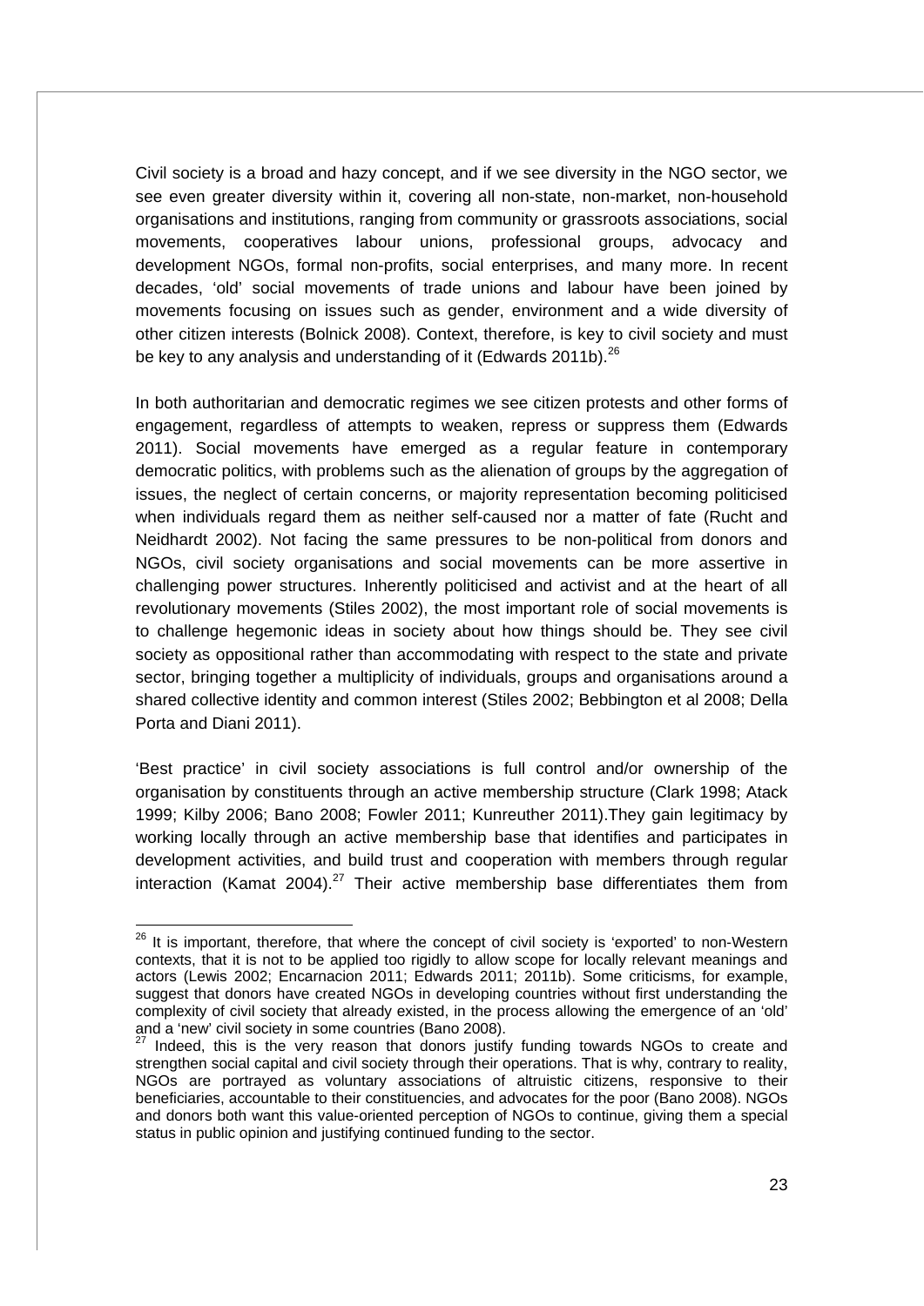Civil society is a broad and hazy concept, and if we see diversity in the NGO sector, we see even greater diversity within it, covering all non-state, non-market, non-household organisations and institutions, ranging from community or grassroots associations, social movements, cooperatives labour unions, professional groups, advocacy and development NGOs, formal non-profits, social enterprises, and many more. In recent decades, 'old' social movements of trade unions and labour have been joined by movements focusing on issues such as gender, environment and a wide diversity of other citizen interests (Bolnick 2008). Context, therefore, is key to civil society and must be key to any analysis and understanding of it (Edwards 2011b).[26]

In both authoritarian and democratic regimes we see citizen protests and other forms of engagement, regardless of attempts to weaken, repress or suppress them (Edwards 2011). Social movements have emerged as a regular feature in contemporary democratic politics, with problems such as the alienation of groups by the aggregation of issues, the neglect of certain concerns, or majority representation becoming politicised when individuals regard them as neither self-caused nor a matter of fate (Rucht and Neidhardt 2002). Not facing the same pressures to be non-political from donors and NGOs, civil society organisations and social movements can be more assertive in challenging power structures. Inherently politicised and activist and at the heart of all revolutionary movements (Stiles 2002), the most important role of social movements is to challenge hegemonic ideas in society about how things should be. They see civil society as oppositional rather than accommodating with respect to the state and private sector, bringing together a multiplicity of individuals, groups and organisations around a shared collective identity and common interest (Stiles 2002; Bebbington et al 2008; Della Porta and Diani 2011).

'Best practice' in civil society associations is full control and/or ownership of the organisation by constituents through an active membership structure (Clark 1998; Atack 1999; Kilby 2006; Bano 2008; Fowler 2011; Kunreuther 2011).They gain legitimacy by working locally through an active membership base that identifies and participates in development activities, and build trust and cooperation with members through regular interaction (Kamat 2004).[27] Their active membership base differentiates them from

---

[26] It is important, therefore, that where the concept of civil society is 'exported' to non-Western contexts, that it is not to be applied too rigidly to allow scope for locally relevant meanings and actors (Lewis 2002; Encarnacion 2011; Edwards 2011; 2011b). Some criticisms, for example, suggest that donors have created NGOs in developing countries without first understanding the complexity of civil society that already existed, in the process allowing the emergence of an 'old' and a 'new' civil society in some countries (Bano 2008).

[27] Indeed, this is the very reason that donors justify funding towards NGOs to create and strengthen social capital and civil society through their operations. That is why, contrary to reality, NGOs are portrayed as voluntary associations of altruistic citizens, responsive to their beneficiaries, accountable to their constituencies, and advocates for the poor (Bano 2008). NGOs and donors both want this value-oriented perception of NGOs to continue, giving them a special status in public opinion and justifying continued funding to the sector.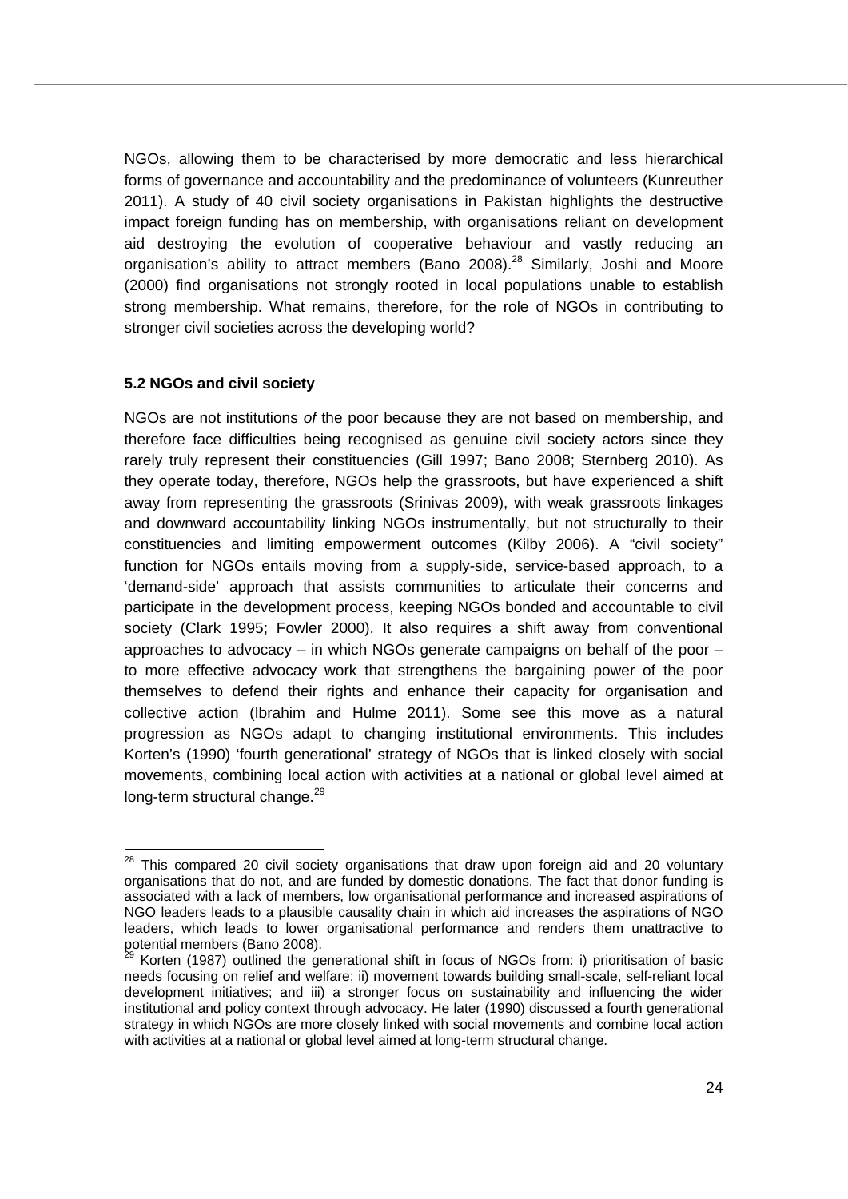NGOs, allowing them to be characterised by more democratic and less hierarchical forms of governance and accountability and the predominance of volunteers (Kunreuther 2011). A study of 40 civil society organisations in Pakistan highlights the destructive impact foreign funding has on membership, with organisations reliant on development aid destroying the evolution of cooperative behaviour and vastly reducing an organisation's ability to attract members (Bano 2008).[28] Similarly, Joshi and Moore (2000) find organisations not strongly rooted in local populations unable to establish strong membership. What remains, therefore, for the role of NGOs in contributing to stronger civil societies across the developing world?

### 5.2 NGOs and civil society

NGOs are not institutions *of* the poor because they are not based on membership, and therefore face difficulties being recognised as genuine civil society actors since they rarely truly represent their constituencies (Gill 1997; Bano 2008; Sternberg 2010). As they operate today, therefore, NGOs help the grassroots, but have experienced a shift away from representing the grassroots (Srinivas 2009), with weak grassroots linkages and downward accountability linking NGOs instrumentally, but not structurally to their constituencies and limiting empowerment outcomes (Kilby 2006). A "civil society" function for NGOs entails moving from a supply-side, service-based approach, to a 'demand-side' approach that assists communities to articulate their concerns and participate in the development process, keeping NGOs bonded and accountable to civil society (Clark 1995; Fowler 2000). It also requires a shift away from conventional approaches to advocacy – in which NGOs generate campaigns on behalf of the poor – to more effective advocacy work that strengthens the bargaining power of the poor themselves to defend their rights and enhance their capacity for organisation and collective action (Ibrahim and Hulme 2011). Some see this move as a natural progression as NGOs adapt to changing institutional environments. This includes Korten's (1990) 'fourth generational' strategy of NGOs that is linked closely with social movements, combining local action with activities at a national or global level aimed at long-term structural change.[29]

---

[28] This compared 20 civil society organisations that draw upon foreign aid and 20 voluntary organisations that do not, and are funded by domestic donations. The fact that donor funding is associated with a lack of members, low organisational performance and increased aspirations of NGO leaders leads to a plausible causality chain in which aid increases the aspirations of NGO leaders, which leads to lower organisational performance and renders them unattractive to potential members (Bano 2008).

[29] Korten (1987) outlined the generational shift in focus of NGOs from: i) prioritisation of basic needs focusing on relief and welfare; ii) movement towards building small-scale, self-reliant local development initiatives; and iii) a stronger focus on sustainability and influencing the wider institutional and policy context through advocacy. He later (1990) discussed a fourth generational strategy in which NGOs are more closely linked with social movements and combine local action with activities at a national or global level aimed at long-term structural change.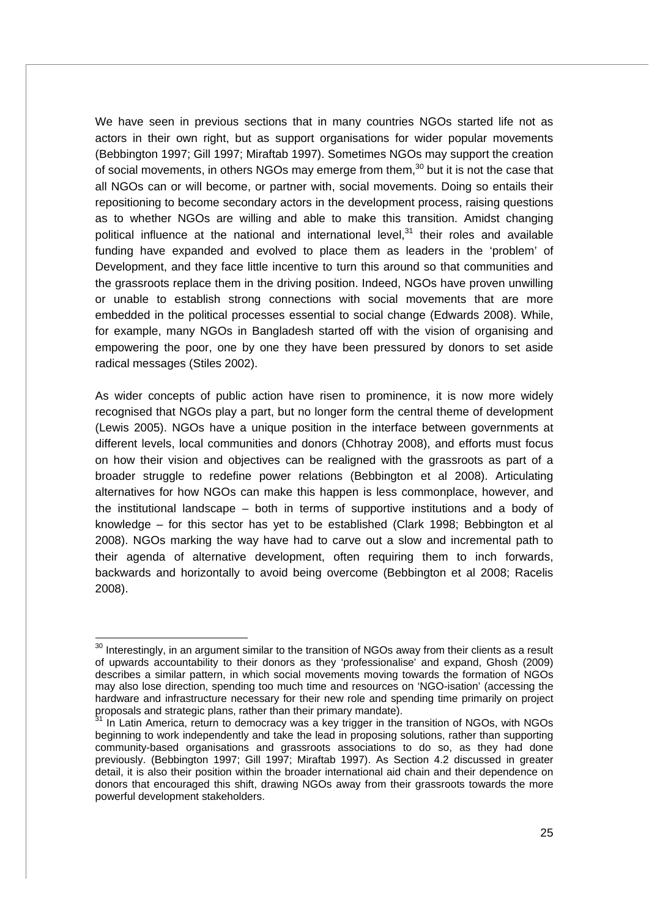We have seen in previous sections that in many countries NGOs started life not as actors in their own right, but as support organisations for wider popular movements (Bebbington 1997; Gill 1997; Miraftab 1997). Sometimes NGOs may support the creation of social movements, in others NGOs may emerge from them,[30] but it is not the case that all NGOs can or will become, or partner with, social movements. Doing so entails their repositioning to become secondary actors in the development process, raising questions as to whether NGOs are willing and able to make this transition. Amidst changing political influence at the national and international level,[31] their roles and available funding have expanded and evolved to place them as leaders in the 'problem' of Development, and they face little incentive to turn this around so that communities and the grassroots replace them in the driving position. Indeed, NGOs have proven unwilling or unable to establish strong connections with social movements that are more embedded in the political processes essential to social change (Edwards 2008). While, for example, many NGOs in Bangladesh started off with the vision of organising and empowering the poor, one by one they have been pressured by donors to set aside radical messages (Stiles 2002).

As wider concepts of public action have risen to prominence, it is now more widely recognised that NGOs play a part, but no longer form the central theme of development (Lewis 2005). NGOs have a unique position in the interface between governments at different levels, local communities and donors (Chhotray 2008), and efforts must focus on how their vision and objectives can be realigned with the grassroots as part of a broader struggle to redefine power relations (Bebbington et al 2008). Articulating alternatives for how NGOs can make this happen is less commonplace, however, and the institutional landscape – both in terms of supportive institutions and a body of knowledge – for this sector has yet to be established (Clark 1998; Bebbington et al 2008). NGOs marking the way have had to carve out a slow and incremental path to their agenda of alternative development, often requiring them to inch forwards, backwards and horizontally to avoid being overcome (Bebbington et al 2008; Racelis 2008).

---

[30] Interestingly, in an argument similar to the transition of NGOs away from their clients as a result of upwards accountability to their donors as they 'professionalise' and expand, Ghosh (2009) describes a similar pattern, in which social movements moving towards the formation of NGOs may also lose direction, spending too much time and resources on 'NGO-isation' (accessing the hardware and infrastructure necessary for their new role and spending time primarily on project proposals and strategic plans, rather than their primary mandate).

[31] In Latin America, return to democracy was a key trigger in the transition of NGOs, with NGOs beginning to work independently and take the lead in proposing solutions, rather than supporting community-based organisations and grassroots associations to do so, as they had done previously. (Bebbington 1997; Gill 1997; Miraftab 1997). As Section 4.2 discussed in greater detail, it is also their position within the broader international aid chain and their dependence on donors that encouraged this shift, drawing NGOs away from their grassroots towards the more powerful development stakeholders.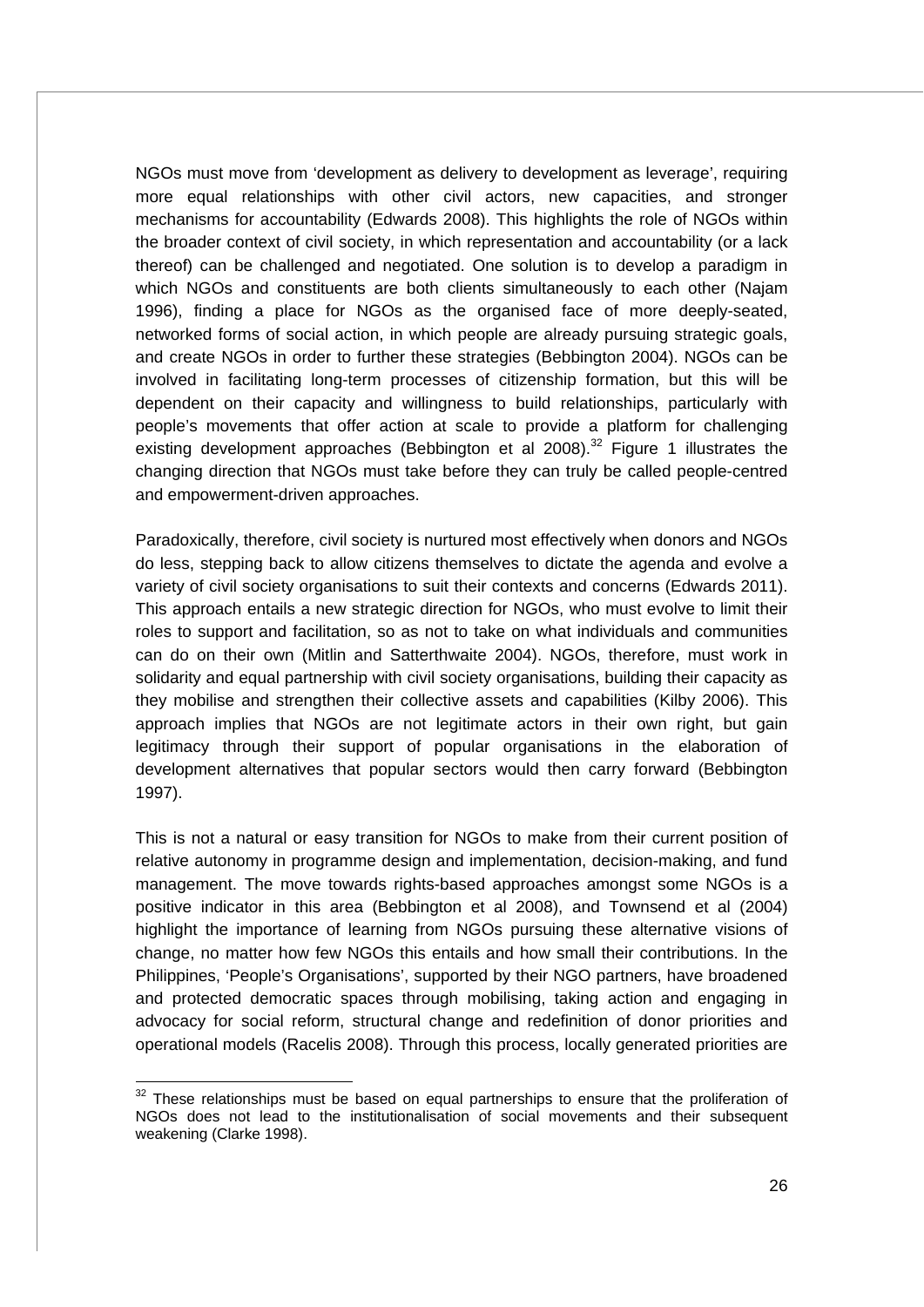NGOs must move from 'development as delivery to development as leverage', requiring more equal relationships with other civil actors, new capacities, and stronger mechanisms for accountability (Edwards 2008). This highlights the role of NGOs within the broader context of civil society, in which representation and accountability (or a lack thereof) can be challenged and negotiated. One solution is to develop a paradigm in which NGOs and constituents are both clients simultaneously to each other (Najam 1996), finding a place for NGOs as the organised face of more deeply-seated, networked forms of social action, in which people are already pursuing strategic goals, and create NGOs in order to further these strategies (Bebbington 2004). NGOs can be involved in facilitating long-term processes of citizenship formation, but this will be dependent on their capacity and willingness to build relationships, particularly with people's movements that offer action at scale to provide a platform for challenging existing development approaches (Bebbington et al 2008).[32] Figure 1 illustrates the changing direction that NGOs must take before they can truly be called people-centred and empowerment-driven approaches.

Paradoxically, therefore, civil society is nurtured most effectively when donors and NGOs do less, stepping back to allow citizens themselves to dictate the agenda and evolve a variety of civil society organisations to suit their contexts and concerns (Edwards 2011). This approach entails a new strategic direction for NGOs, who must evolve to limit their roles to support and facilitation, so as not to take on what individuals and communities can do on their own (Mitlin and Satterthwaite 2004). NGOs, therefore, must work in solidarity and equal partnership with civil society organisations, building their capacity as they mobilise and strengthen their collective assets and capabilities (Kilby 2006). This approach implies that NGOs are not legitimate actors in their own right, but gain legitimacy through their support of popular organisations in the elaboration of development alternatives that popular sectors would then carry forward (Bebbington 1997).

This is not a natural or easy transition for NGOs to make from their current position of relative autonomy in programme design and implementation, decision-making, and fund management. The move towards rights-based approaches amongst some NGOs is a positive indicator in this area (Bebbington et al 2008), and Townsend et al (2004) highlight the importance of learning from NGOs pursuing these alternative visions of change, no matter how few NGOs this entails and how small their contributions. In the Philippines, 'People's Organisations', supported by their NGO partners, have broadened and protected democratic spaces through mobilising, taking action and engaging in advocacy for social reform, structural change and redefinition of donor priorities and operational models (Racelis 2008). Through this process, locally generated priorities are

---

[32] These relationships must be based on equal partnerships to ensure that the proliferation of NGOs does not lead to the institutionalisation of social movements and their subsequent weakening (Clarke 1998).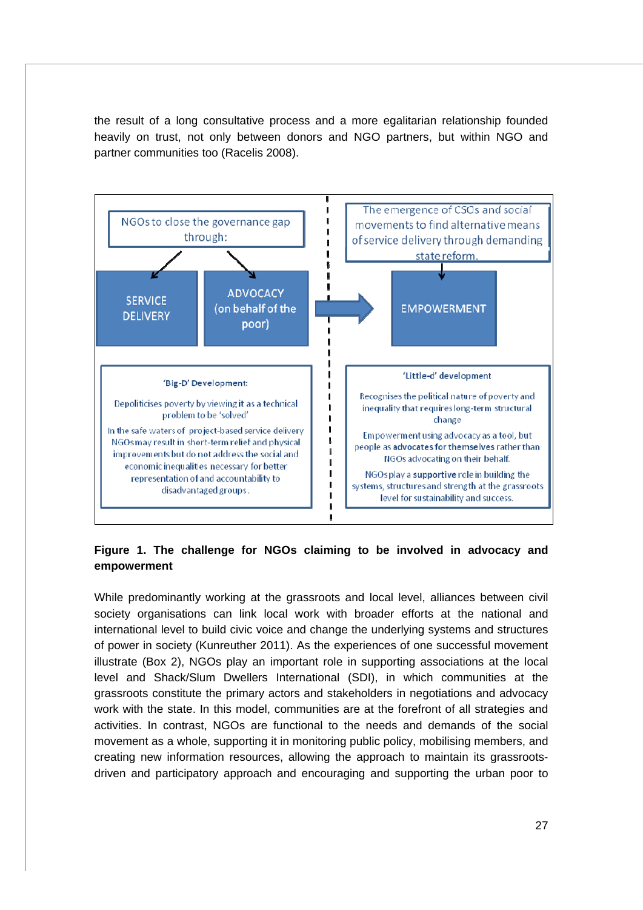the result of a long consultative process and a more egalitarian relationship founded heavily on trust, not only between donors and NGO partners, but within NGO and partner communities too (Racelis 2008).

NGOs to close the governance gap through:

SERVICE DELIVERY

ADVOCACY (on behalf of the poor)

The emergence of CSOs and social movements to find alternative means of service delivery through demanding state reform.

EMPOWERMENT

'Big-D' Development:

Depoliticises poverty by viewing it as a technical problem to be 'solved'

In the safe waters of project-based service delivery NGOs may result in short-term relief and physical improvements but do not address the social and economic inequalities necessary for better representation of and accountability to disadvantaged groups.

'Little-d' development

Recognises the political nature of poverty and inequality that requires long-term structural change

Empowerment using advocacy as a tool, but people as **advocates for themselves** rather than NGOs advocating on their behalf.

NGOs play a **supportive** role in building the systems, structures and strength at the grassroots level for sustainability and success.

**Figure 1. The challenge for NGOs claiming to be involved in advocacy and empowerment**

While predominantly working at the grassroots and local level, alliances between civil society organisations can link local work with broader efforts at the national and international level to build civic voice and change the underlying systems and structures of power in society (Kunreuther 2011). As the experiences of one successful movement illustrate (Box 2), NGOs play an important role in supporting associations at the local level and Shack/Slum Dwellers International (SDI), in which communities at the grassroots constitute the primary actors and stakeholders in negotiations and advocacy work with the state. In this model, communities are at the forefront of all strategies and activities. In contrast, NGOs are functional to the needs and demands of the social movement as a whole, supporting it in monitoring public policy, mobilising members, and creating new information resources, allowing the approach to maintain its grassroots-driven and participatory approach and encouraging and supporting the urban poor to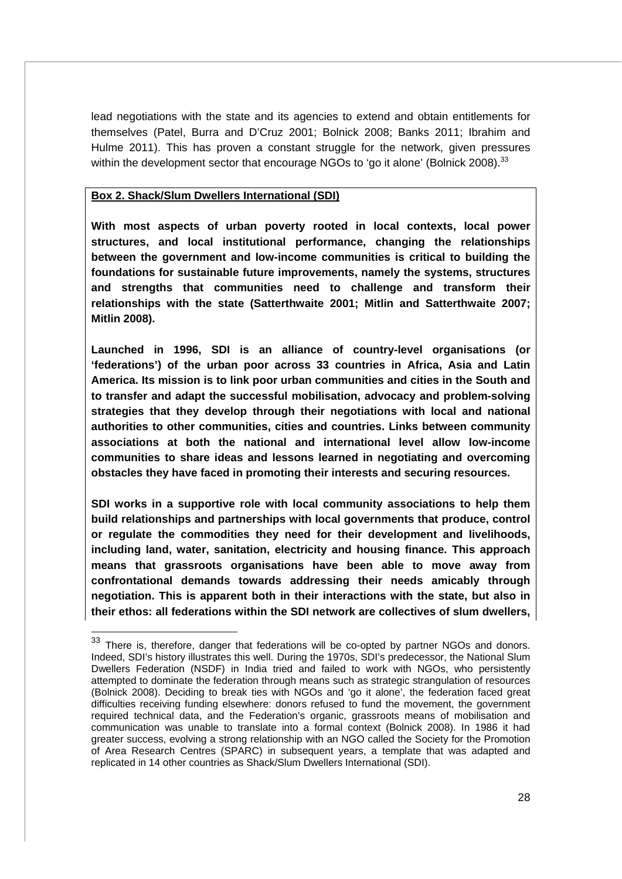lead negotiations with the state and its agencies to extend and obtain entitlements for themselves (Patel, Burra and D'Cruz 2001; Bolnick 2008; Banks 2011; Ibrahim and Hulme 2011). This has proven a constant struggle for the network, given pressures within the development sector that encourage NGOs to 'go it alone' (Bolnick 2008).[33]

**Box 2. Shack/Slum Dwellers International (SDI)**

**With most aspects of urban poverty rooted in local contexts, local power structures, and local institutional performance, changing the relationships between the government and low-income communities is critical to building the foundations for sustainable future improvements, namely the systems, structures and strengths that communities need to challenge and transform their relationships with the state (Satterthwaite 2001; Mitlin and Satterthwaite 2007; Mitlin 2008).**

**Launched in 1996, SDI is an alliance of country-level organisations (or 'federations') of the urban poor across 33 countries in Africa, Asia and Latin America. Its mission is to link poor urban communities and cities in the South and to transfer and adapt the successful mobilisation, advocacy and problem-solving strategies that they develop through their negotiations with local and national authorities to other communities, cities and countries. Links between community associations at both the national and international level allow low-income communities to share ideas and lessons learned in negotiating and overcoming obstacles they have faced in promoting their interests and securing resources.**

**SDI works in a supportive role with local community associations to help them build relationships and partnerships with local governments that produce, control or regulate the commodities they need for their development and livelihoods, including land, water, sanitation, electricity and housing finance. This approach means that grassroots organisations have been able to move away from confrontational demands towards addressing their needs amicably through negotiation. This is apparent both in their interactions with the state, but also in their ethos: all federations within the SDI network are collectives of slum dwellers,**

[33] There is, therefore, danger that federations will be co-opted by partner NGOs and donors. Indeed, SDI's history illustrates this well. During the 1970s, SDI's predecessor, the National Slum Dwellers Federation (NSDF) in India tried and failed to work with NGOs, who persistently attempted to dominate the federation through means such as strategic strangulation of resources (Bolnick 2008). Deciding to break ties with NGOs and 'go it alone', the federation faced great difficulties receiving funding elsewhere: donors refused to fund the movement, the government required technical data, and the Federation's organic, grassroots means of mobilisation and communication was unable to translate into a formal context (Bolnick 2008). In 1986 it had greater success, evolving a strong relationship with an NGO called the Society for the Promotion of Area Research Centres (SPARC) in subsequent years, a template that was adapted and replicated in 14 other countries as Shack/Slum Dwellers International (SDI).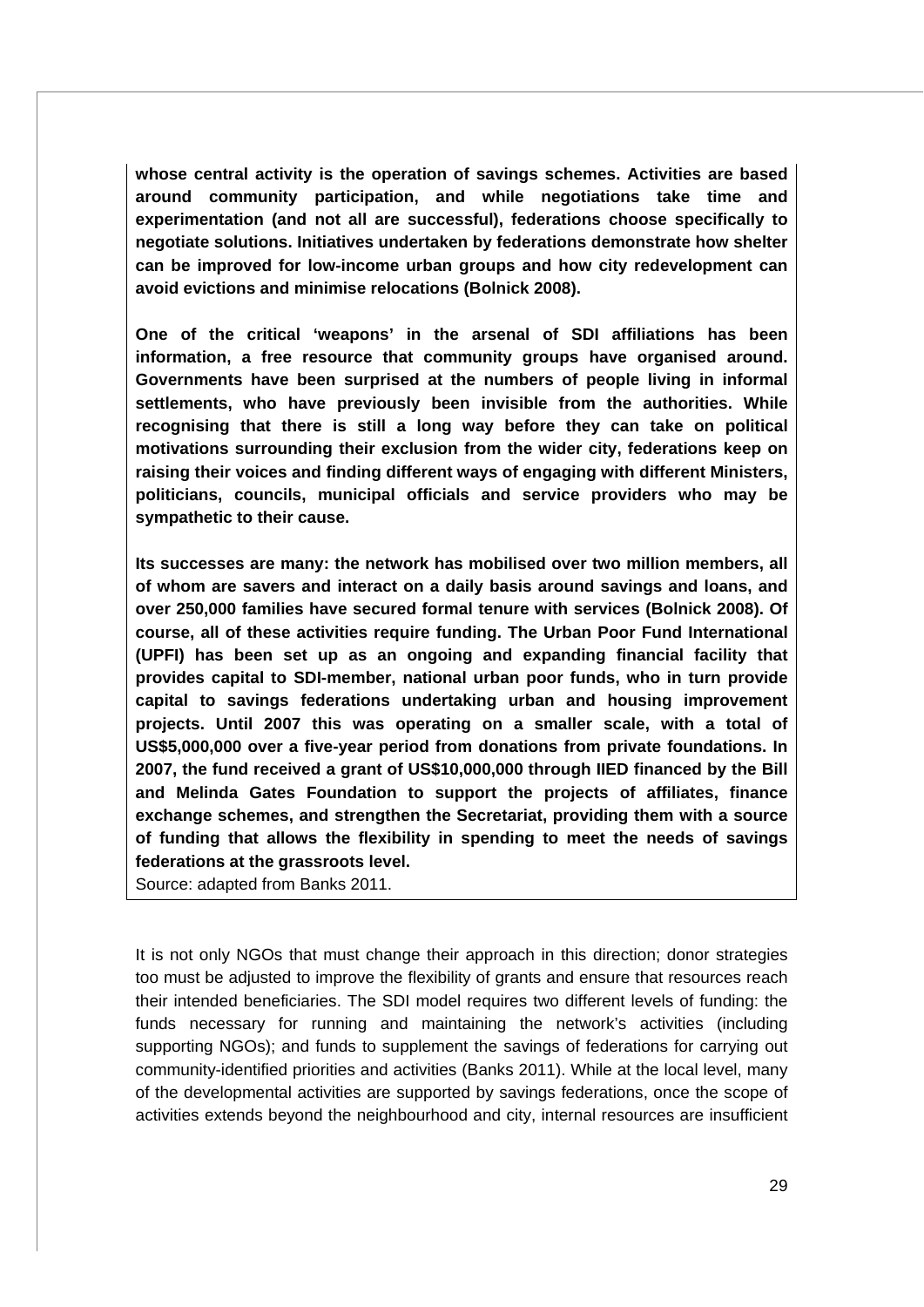**whose central activity is the operation of savings schemes. Activities are based around community participation, and while negotiations take time and experimentation (and not all are successful), federations choose specifically to negotiate solutions. Initiatives undertaken by federations demonstrate how shelter can be improved for low-income urban groups and how city redevelopment can avoid evictions and minimise relocations (Bolnick 2008).**

**One of the critical 'weapons' in the arsenal of SDI affiliations has been information, a free resource that community groups have organised around. Governments have been surprised at the numbers of people living in informal settlements, who have previously been invisible from the authorities. While recognising that there is still a long way before they can take on political motivations surrounding their exclusion from the wider city, federations keep on raising their voices and finding different ways of engaging with different Ministers, politicians, councils, municipal officials and service providers who may be sympathetic to their cause.**

**Its successes are many: the network has mobilised over two million members, all of whom are savers and interact on a daily basis around savings and loans, and over 250,000 families have secured formal tenure with services (Bolnick 2008). Of course, all of these activities require funding. The Urban Poor Fund International (UPFI) has been set up as an ongoing and expanding financial facility that provides capital to SDI-member, national urban poor funds, who in turn provide capital to savings federations undertaking urban and housing improvement projects. Until 2007 this was operating on a smaller scale, with a total of US$5,000,000 over a five-year period from donations from private foundations. In 2007, the fund received a grant of US$10,000,000 through IIED financed by the Bill and Melinda Gates Foundation to support the projects of affiliates, finance exchange schemes, and strengthen the Secretariat, providing them with a source of funding that allows the flexibility in spending to meet the needs of savings federations at the grassroots level.**

Source: adapted from Banks 2011.

It is not only NGOs that must change their approach in this direction; donor strategies too must be adjusted to improve the flexibility of grants and ensure that resources reach their intended beneficiaries. The SDI model requires two different levels of funding: the funds necessary for running and maintaining the network's activities (including supporting NGOs); and funds to supplement the savings of federations for carrying out community-identified priorities and activities (Banks 2011). While at the local level, many of the developmental activities are supported by savings federations, once the scope of activities extends beyond the neighbourhood and city, internal resources are insufficient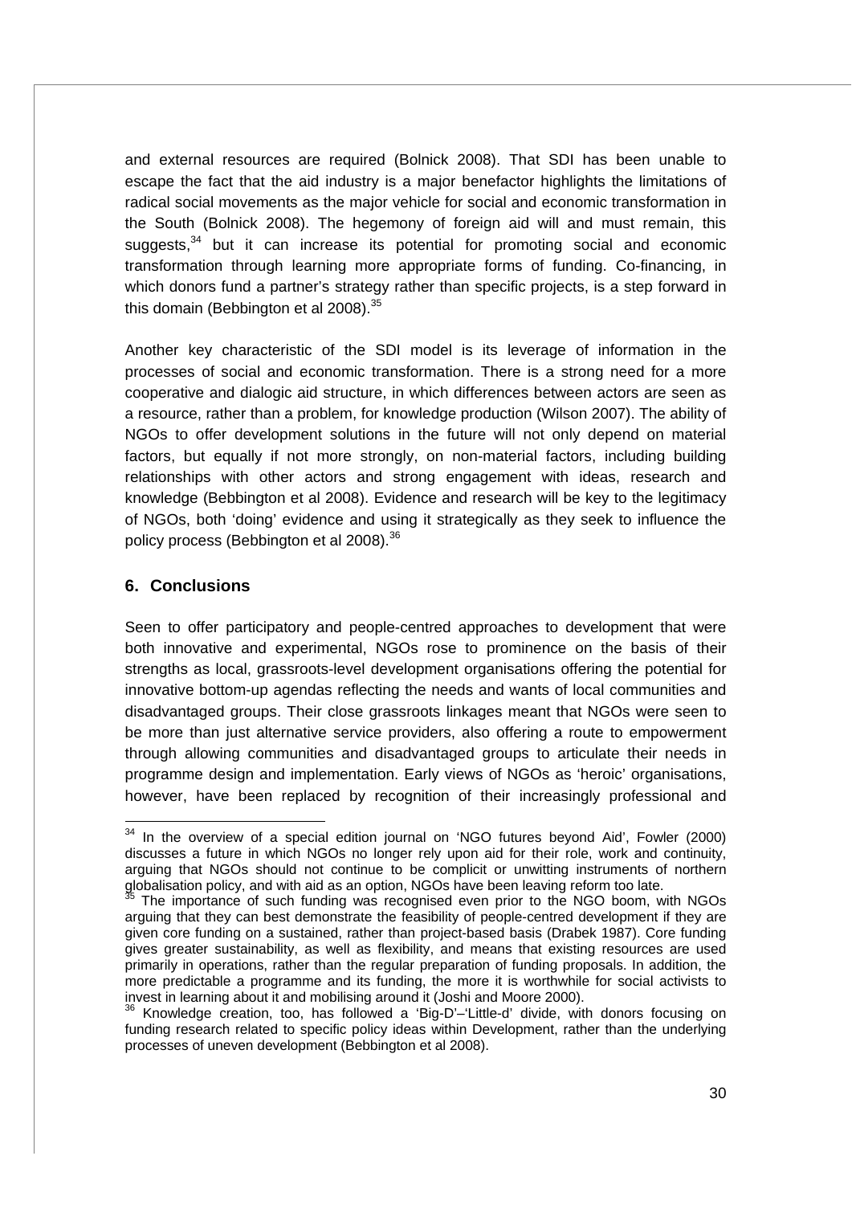and external resources are required (Bolnick 2008). That SDI has been unable to escape the fact that the aid industry is a major benefactor highlights the limitations of radical social movements as the major vehicle for social and economic transformation in the South (Bolnick 2008). The hegemony of foreign aid will and must remain, this suggests,[34] but it can increase its potential for promoting social and economic transformation through learning more appropriate forms of funding. Co-financing, in which donors fund a partner's strategy rather than specific projects, is a step forward in this domain (Bebbington et al 2008).[35]

Another key characteristic of the SDI model is its leverage of information in the processes of social and economic transformation. There is a strong need for a more cooperative and dialogic aid structure, in which differences between actors are seen as a resource, rather than a problem, for knowledge production (Wilson 2007). The ability of NGOs to offer development solutions in the future will not only depend on material factors, but equally if not more strongly, on non-material factors, including building relationships with other actors and strong engagement with ideas, research and knowledge (Bebbington et al 2008). Evidence and research will be key to the legitimacy of NGOs, both 'doing' evidence and using it strategically as they seek to influence the policy process (Bebbington et al 2008).[36]

## 6. Conclusions

Seen to offer participatory and people-centred approaches to development that were both innovative and experimental, NGOs rose to prominence on the basis of their strengths as local, grassroots-level development organisations offering the potential for innovative bottom-up agendas reflecting the needs and wants of local communities and disadvantaged groups. Their close grassroots linkages meant that NGOs were seen to be more than just alternative service providers, also offering a route to empowerment through allowing communities and disadvantaged groups to articulate their needs in programme design and implementation. Early views of NGOs as 'heroic' organisations, however, have been replaced by recognition of their increasingly professional and

---

[34] In the overview of a special edition journal on 'NGO futures beyond Aid', Fowler (2000) discusses a future in which NGOs no longer rely upon aid for their role, work and continuity, arguing that NGOs should not continue to be complicit or unwitting instruments of northern globalisation policy, and with aid as an option, NGOs have been leaving reform too late.

[35] The importance of such funding was recognised even prior to the NGO boom, with NGOs arguing that they can best demonstrate the feasibility of people-centred development if they are given core funding on a sustained, rather than project-based basis (Drabek 1987). Core funding gives greater sustainability, as well as flexibility, and means that existing resources are used primarily in operations, rather than the regular preparation of funding proposals. In addition, the more predictable a programme and its funding, the more it is worthwhile for social activists to invest in learning about it and mobilising around it (Joshi and Moore 2000).

[36] Knowledge creation, too, has followed a 'Big-D'–'Little-d' divide, with donors focusing on funding research related to specific policy ideas within Development, rather than the underlying processes of uneven development (Bebbington et al 2008).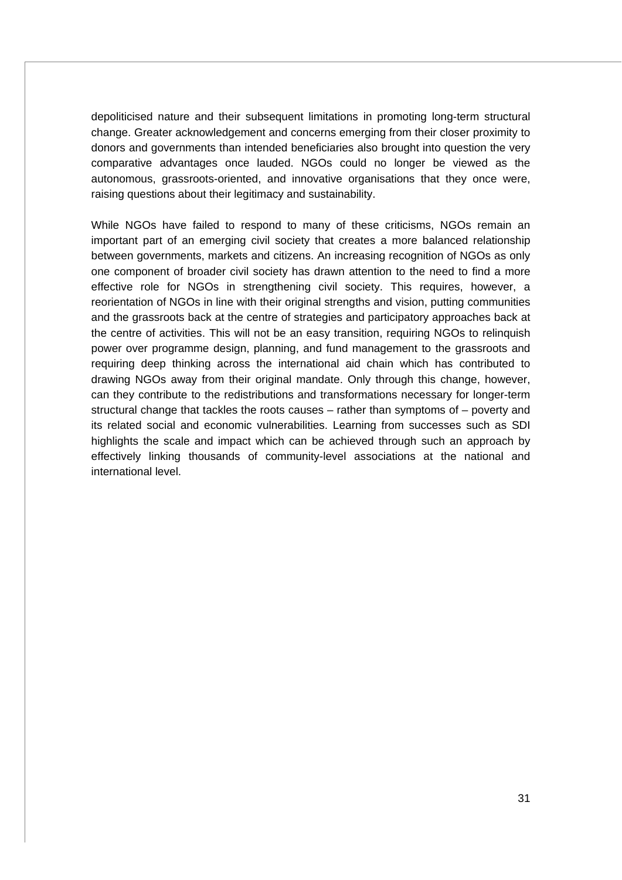depoliticised nature and their subsequent limitations in promoting long-term structural change. Greater acknowledgement and concerns emerging from their closer proximity to donors and governments than intended beneficiaries also brought into question the very comparative advantages once lauded. NGOs could no longer be viewed as the autonomous, grassroots-oriented, and innovative organisations that they once were, raising questions about their legitimacy and sustainability.

While NGOs have failed to respond to many of these criticisms, NGOs remain an important part of an emerging civil society that creates a more balanced relationship between governments, markets and citizens. An increasing recognition of NGOs as only one component of broader civil society has drawn attention to the need to find a more effective role for NGOs in strengthening civil society. This requires, however, a reorientation of NGOs in line with their original strengths and vision, putting communities and the grassroots back at the centre of strategies and participatory approaches back at the centre of activities. This will not be an easy transition, requiring NGOs to relinquish power over programme design, planning, and fund management to the grassroots and requiring deep thinking across the international aid chain which has contributed to drawing NGOs away from their original mandate. Only through this change, however, can they contribute to the redistributions and transformations necessary for longer-term structural change that tackles the roots causes – rather than symptoms of – poverty and its related social and economic vulnerabilities. Learning from successes such as SDI highlights the scale and impact which can be achieved through such an approach by effectively linking thousands of community-level associations at the national and international level.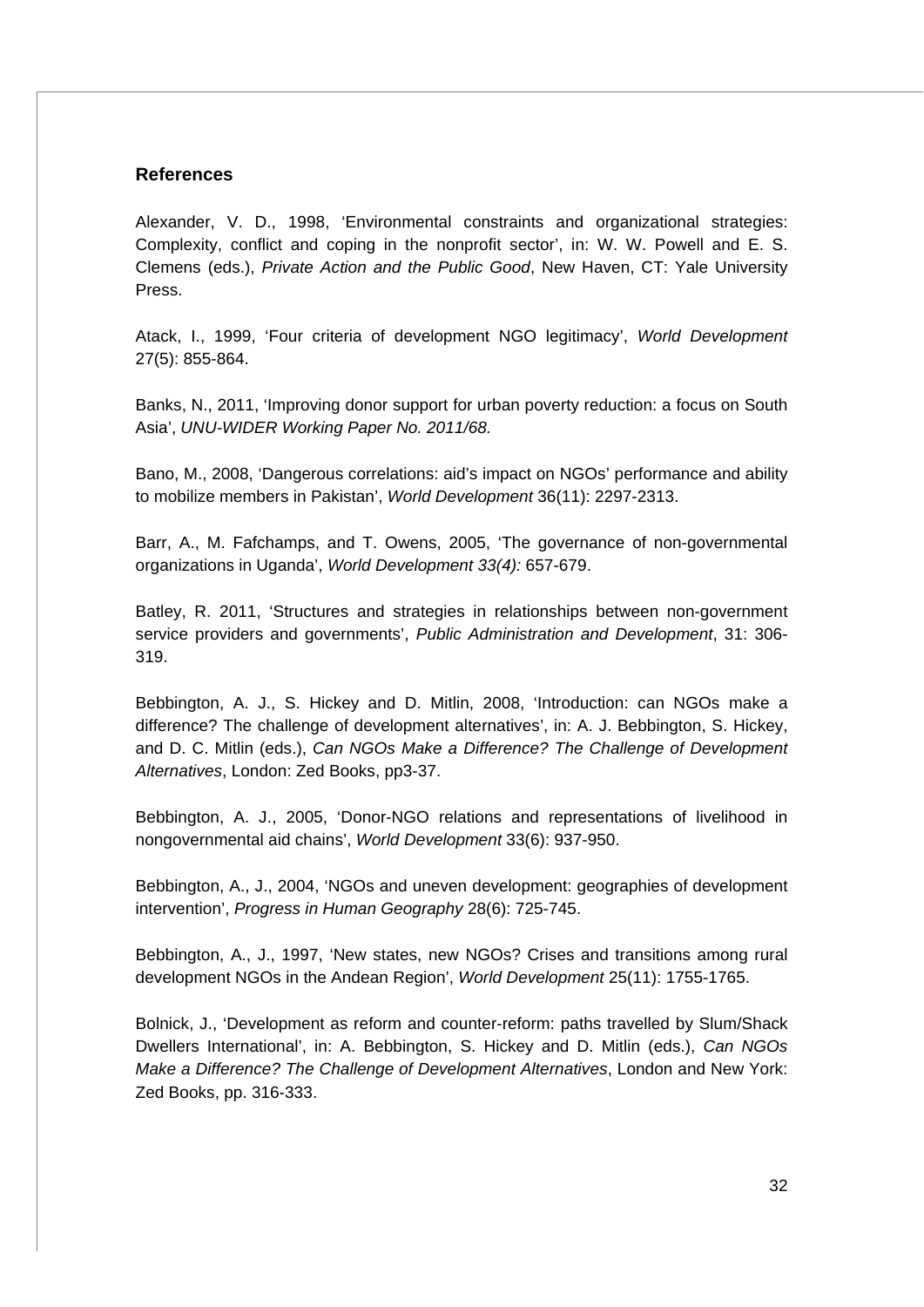## References

Alexander, V. D., 1998, 'Environmental constraints and organizational strategies: Complexity, conflict and coping in the nonprofit sector', in: W. W. Powell and E. S. Clemens (eds.), *Private Action and the Public Good*, New Haven, CT: Yale University Press.

Atack, I., 1999, 'Four criteria of development NGO legitimacy', *World Development* 27(5): 855-864.

Banks, N., 2011, 'Improving donor support for urban poverty reduction: a focus on South Asia', *UNU-WIDER Working Paper No. 2011/68.*

Bano, M., 2008, 'Dangerous correlations: aid's impact on NGOs' performance and ability to mobilize members in Pakistan', *World Development* 36(11): 2297-2313.

Barr, A., M. Fafchamps, and T. Owens, 2005, 'The governance of non-governmental organizations in Uganda', *World Development 33(4):* 657-679.

Batley, R. 2011, 'Structures and strategies in relationships between non-government service providers and governments', *Public Administration and Development*, 31: 306-319.

Bebbington, A. J., S. Hickey and D. Mitlin, 2008, 'Introduction: can NGOs make a difference? The challenge of development alternatives', in: A. J. Bebbington, S. Hickey, and D. C. Mitlin (eds.), *Can NGOs Make a Difference? The Challenge of Development Alternatives*, London: Zed Books, pp3-37.

Bebbington, A. J., 2005, 'Donor-NGO relations and representations of livelihood in nongovernmental aid chains', *World Development* 33(6): 937-950.

Bebbington, A., J., 2004, 'NGOs and uneven development: geographies of development intervention', *Progress in Human Geography* 28(6): 725-745.

Bebbington, A., J., 1997, 'New states, new NGOs? Crises and transitions among rural development NGOs in the Andean Region', *World Development* 25(11): 1755-1765.

Bolnick, J., 'Development as reform and counter-reform: paths travelled by Slum/Shack Dwellers International', in: A. Bebbington, S. Hickey and D. Mitlin (eds.), *Can NGOs Make a Difference? The Challenge of Development Alternatives*, London and New York: Zed Books, pp. 316-333.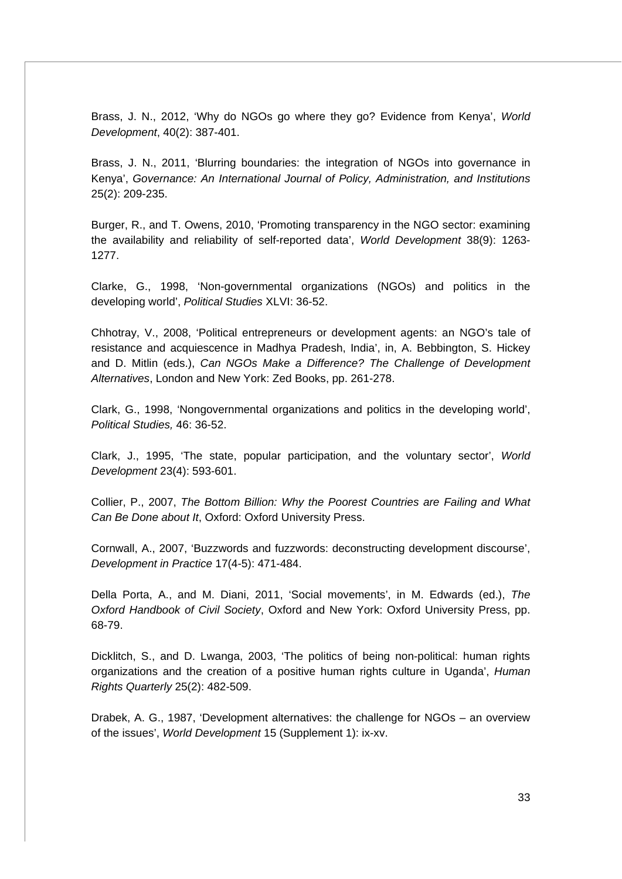Brass, J. N., 2012, 'Why do NGOs go where they go? Evidence from Kenya', *World Development*, 40(2): 387-401.

Brass, J. N., 2011, 'Blurring boundaries: the integration of NGOs into governance in Kenya', *Governance: An International Journal of Policy, Administration, and Institutions* 25(2): 209-235.

Burger, R., and T. Owens, 2010, 'Promoting transparency in the NGO sector: examining the availability and reliability of self-reported data', *World Development* 38(9): 1263-1277.

Clarke, G., 1998, 'Non-governmental organizations (NGOs) and politics in the developing world', *Political Studies* XLVI: 36-52.

Chhotray, V., 2008, 'Political entrepreneurs or development agents: an NGO's tale of resistance and acquiescence in Madhya Pradesh, India', in, A. Bebbington, S. Hickey and D. Mitlin (eds.), *Can NGOs Make a Difference? The Challenge of Development Alternatives*, London and New York: Zed Books, pp. 261-278.

Clark, G., 1998, 'Nongovernmental organizations and politics in the developing world', *Political Studies,* 46: 36-52.

Clark, J., 1995, 'The state, popular participation, and the voluntary sector', *World Development* 23(4): 593-601.

Collier, P., 2007, *The Bottom Billion: Why the Poorest Countries are Failing and What Can Be Done about It*, Oxford: Oxford University Press.

Cornwall, A., 2007, 'Buzzwords and fuzzwords: deconstructing development discourse', *Development in Practice* 17(4-5): 471-484.

Della Porta, A., and M. Diani, 2011, 'Social movements', in M. Edwards (ed.), *The Oxford Handbook of Civil Society*, Oxford and New York: Oxford University Press, pp. 68-79.

Dicklitch, S., and D. Lwanga, 2003, 'The politics of being non-political: human rights organizations and the creation of a positive human rights culture in Uganda', *Human Rights Quarterly* 25(2): 482-509.

Drabek, A. G., 1987, 'Development alternatives: the challenge for NGOs – an overview of the issues', *World Development* 15 (Supplement 1): ix-xv.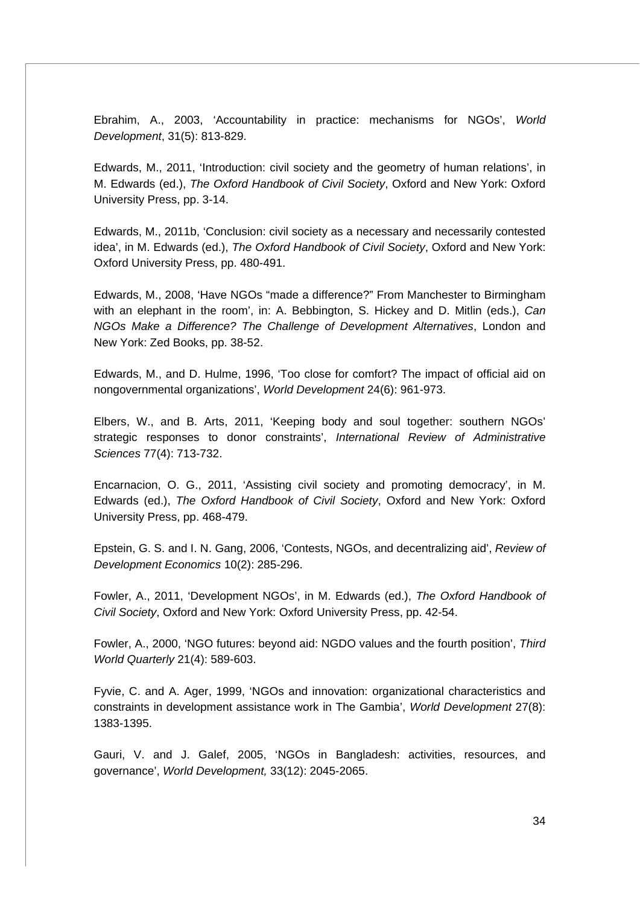Ebrahim, A., 2003, 'Accountability in practice: mechanisms for NGOs', *World Development*, 31(5): 813-829.

Edwards, M., 2011, 'Introduction: civil society and the geometry of human relations', in M. Edwards (ed.), *The Oxford Handbook of Civil Society*, Oxford and New York: Oxford University Press, pp. 3-14.

Edwards, M., 2011b, 'Conclusion: civil society as a necessary and necessarily contested idea', in M. Edwards (ed.), *The Oxford Handbook of Civil Society*, Oxford and New York: Oxford University Press, pp. 480-491.

Edwards, M., 2008, 'Have NGOs "made a difference?" From Manchester to Birmingham with an elephant in the room', in: A. Bebbington, S. Hickey and D. Mitlin (eds.), *Can NGOs Make a Difference? The Challenge of Development Alternatives*, London and New York: Zed Books, pp. 38-52.

Edwards, M., and D. Hulme, 1996, 'Too close for comfort? The impact of official aid on nongovernmental organizations', *World Development* 24(6): 961-973.

Elbers, W., and B. Arts, 2011, 'Keeping body and soul together: southern NGOs' strategic responses to donor constraints', *International Review of Administrative Sciences* 77(4): 713-732.

Encarnacion, O. G., 2011, 'Assisting civil society and promoting democracy', in M. Edwards (ed.), *The Oxford Handbook of Civil Society*, Oxford and New York: Oxford University Press, pp. 468-479.

Epstein, G. S. and I. N. Gang, 2006, 'Contests, NGOs, and decentralizing aid', *Review of Development Economics* 10(2): 285-296.

Fowler, A., 2011, 'Development NGOs', in M. Edwards (ed.), *The Oxford Handbook of Civil Society*, Oxford and New York: Oxford University Press, pp. 42-54.

Fowler, A., 2000, 'NGO futures: beyond aid: NGDO values and the fourth position', *Third World Quarterly* 21(4): 589-603.

Fyvie, C. and A. Ager, 1999, 'NGOs and innovation: organizational characteristics and constraints in development assistance work in The Gambia', *World Development* 27(8): 1383-1395.

Gauri, V. and J. Galef, 2005, 'NGOs in Bangladesh: activities, resources, and governance', *World Development,* 33(12): 2045-2065.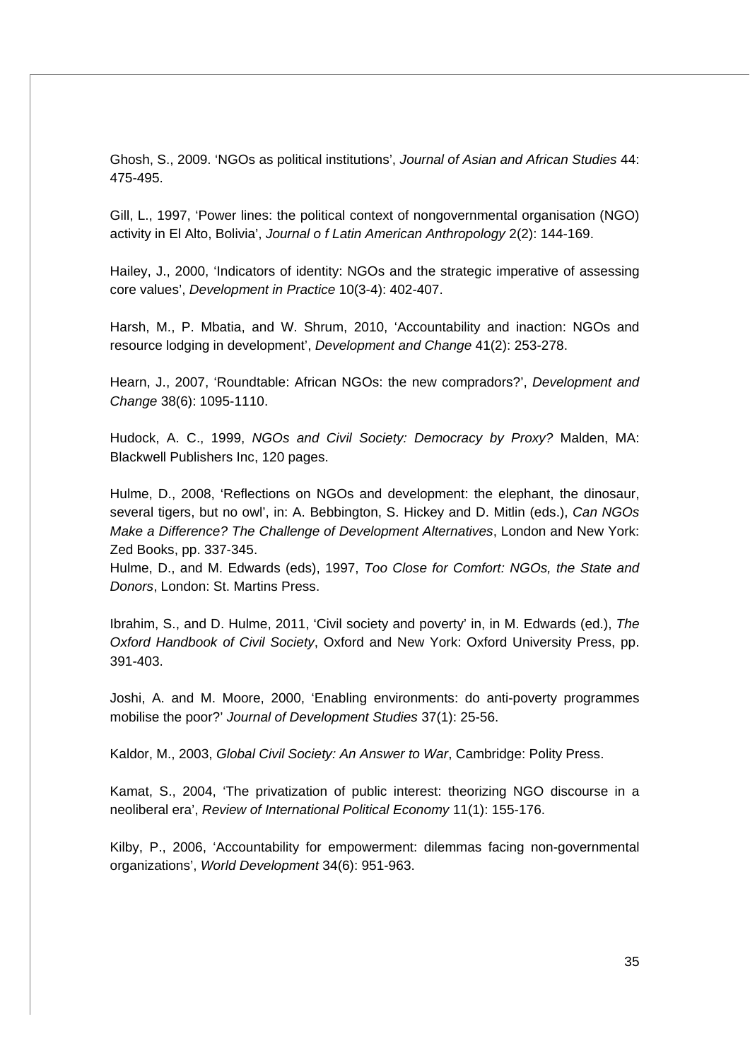Ghosh, S., 2009. ‘NGOs as political institutions’, *Journal of Asian and African Studies* 44: 475-495.

Gill, L., 1997, ‘Power lines: the political context of nongovernmental organisation (NGO) activity in El Alto, Bolivia’, *Journal o f Latin American Anthropology* 2(2): 144-169.

Hailey, J., 2000, ‘Indicators of identity: NGOs and the strategic imperative of assessing core values’, *Development in Practice* 10(3-4): 402-407.

Harsh, M., P. Mbatia, and W. Shrum, 2010, ‘Accountability and inaction: NGOs and resource lodging in development’, *Development and Change* 41(2): 253-278.

Hearn, J., 2007, ‘Roundtable: African NGOs: the new compradors?’, *Development and Change* 38(6): 1095-1110.

Hudock, A. C., 1999, *NGOs and Civil Society: Democracy by Proxy?* Malden, MA: Blackwell Publishers Inc, 120 pages.

Hulme, D., 2008, ‘Reflections on NGOs and development: the elephant, the dinosaur, several tigers, but no owl’, in: A. Bebbington, S. Hickey and D. Mitlin (eds.), *Can NGOs Make a Difference? The Challenge of Development Alternatives*, London and New York: Zed Books, pp. 337-345.

Hulme, D., and M. Edwards (eds), 1997, *Too Close for Comfort: NGOs, the State and Donors*, London: St. Martins Press.

Ibrahim, S., and D. Hulme, 2011, ‘Civil society and poverty’ in, in M. Edwards (ed.), *The Oxford Handbook of Civil Society*, Oxford and New York: Oxford University Press, pp. 391-403.

Joshi, A. and M. Moore, 2000, ‘Enabling environments: do anti-poverty programmes mobilise the poor?’ *Journal of Development Studies* 37(1): 25-56.

Kaldor, M., 2003, *Global Civil Society: An Answer to War*, Cambridge: Polity Press.

Kamat, S., 2004, ‘The privatization of public interest: theorizing NGO discourse in a neoliberal era’, *Review of International Political Economy* 11(1): 155-176.

Kilby, P., 2006, ‘Accountability for empowerment: dilemmas facing non-governmental organizations’, *World Development* 34(6): 951-963.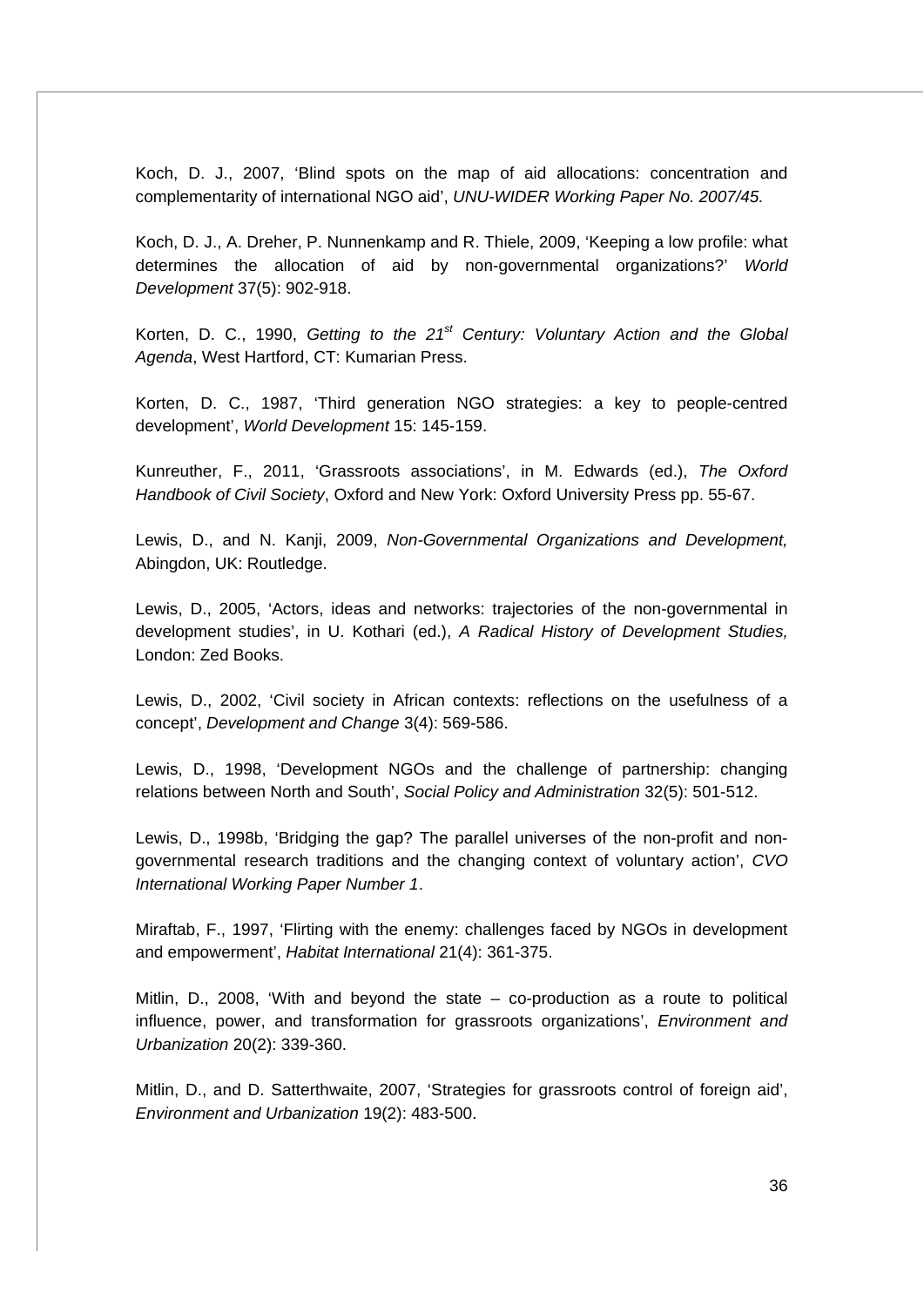Koch, D. J., 2007, 'Blind spots on the map of aid allocations: concentration and complementarity of international NGO aid', *UNU-WIDER Working Paper No. 2007/45.*

Koch, D. J., A. Dreher, P. Nunnenkamp and R. Thiele, 2009, 'Keeping a low profile: what determines the allocation of aid by non-governmental organizations?' *World Development* 37(5): 902-918.

Korten, D. C., 1990, *Getting to the 21st Century: Voluntary Action and the Global Agenda*, West Hartford, CT: Kumarian Press.

Korten, D. C., 1987, 'Third generation NGO strategies: a key to people-centred development', *World Development* 15: 145-159.

Kunreuther, F., 2011, 'Grassroots associations', in M. Edwards (ed.), *The Oxford Handbook of Civil Society*, Oxford and New York: Oxford University Press pp. 55-67.

Lewis, D., and N. Kanji, 2009, *Non-Governmental Organizations and Development,* Abingdon, UK: Routledge.

Lewis, D., 2005, 'Actors, ideas and networks: trajectories of the non-governmental in development studies', in U. Kothari (ed.), *A Radical History of Development Studies,* London: Zed Books.

Lewis, D., 2002, 'Civil society in African contexts: reflections on the usefulness of a concept', *Development and Change* 3(4): 569-586.

Lewis, D., 1998, 'Development NGOs and the challenge of partnership: changing relations between North and South', *Social Policy and Administration* 32(5): 501-512.

Lewis, D., 1998b, 'Bridging the gap? The parallel universes of the non-profit and non-governmental research traditions and the changing context of voluntary action', *CVO International Working Paper Number 1*.

Miraftab, F., 1997, 'Flirting with the enemy: challenges faced by NGOs in development and empowerment', *Habitat International* 21(4): 361-375.

Mitlin, D., 2008, 'With and beyond the state – co-production as a route to political influence, power, and transformation for grassroots organizations', *Environment and Urbanization* 20(2): 339-360.

Mitlin, D., and D. Satterthwaite, 2007, 'Strategies for grassroots control of foreign aid', *Environment and Urbanization* 19(2): 483-500.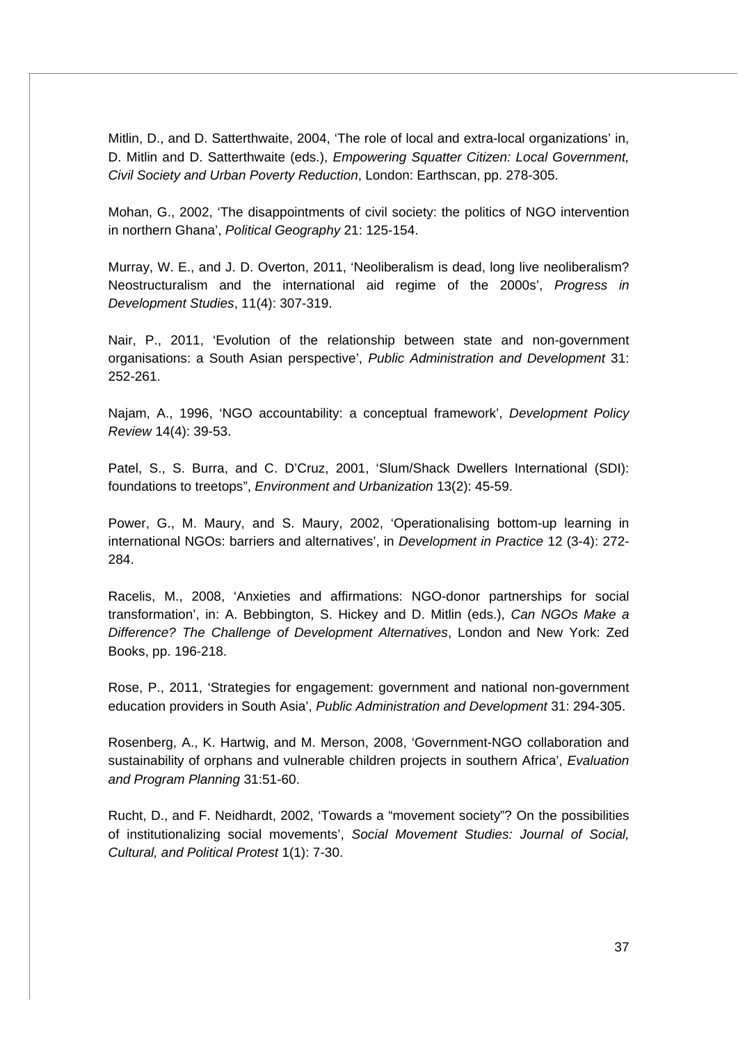Mitlin, D., and D. Satterthwaite, 2004, 'The role of local and extra-local organizations' in, D. Mitlin and D. Satterthwaite (eds.), *Empowering Squatter Citizen: Local Government, Civil Society and Urban Poverty Reduction*, London: Earthscan, pp. 278-305.

Mohan, G., 2002, 'The disappointments of civil society: the politics of NGO intervention in northern Ghana', *Political Geography* 21: 125-154.

Murray, W. E., and J. D. Overton, 2011, 'Neoliberalism is dead, long live neoliberalism? Neostructuralism and the international aid regime of the 2000s', *Progress in Development Studies*, 11(4): 307-319.

Nair, P., 2011, 'Evolution of the relationship between state and non-government organisations: a South Asian perspective', *Public Administration and Development* 31: 252-261.

Najam, A., 1996, 'NGO accountability: a conceptual framework', *Development Policy Review* 14(4): 39-53.

Patel, S., S. Burra, and C. D'Cruz, 2001, 'Slum/Shack Dwellers International (SDI): foundations to treetops", *Environment and Urbanization* 13(2): 45-59.

Power, G., M. Maury, and S. Maury, 2002, 'Operationalising bottom-up learning in international NGOs: barriers and alternatives', in *Development in Practice* 12 (3-4): 272-284.

Racelis, M., 2008, 'Anxieties and affirmations: NGO-donor partnerships for social transformation', in: A. Bebbington, S. Hickey and D. Mitlin (eds.), *Can NGOs Make a Difference? The Challenge of Development Alternatives*, London and New York: Zed Books, pp. 196-218.

Rose, P., 2011, 'Strategies for engagement: government and national non-government education providers in South Asia', *Public Administration and Development* 31: 294-305.

Rosenberg, A., K. Hartwig, and M. Merson, 2008, 'Government-NGO collaboration and sustainability of orphans and vulnerable children projects in southern Africa', *Evaluation and Program Planning* 31:51-60.

Rucht, D., and F. Neidhardt, 2002, 'Towards a "movement society"? On the possibilities of institutionalizing social movements', *Social Movement Studies: Journal of Social, Cultural, and Political Protest* 1(1): 7-30.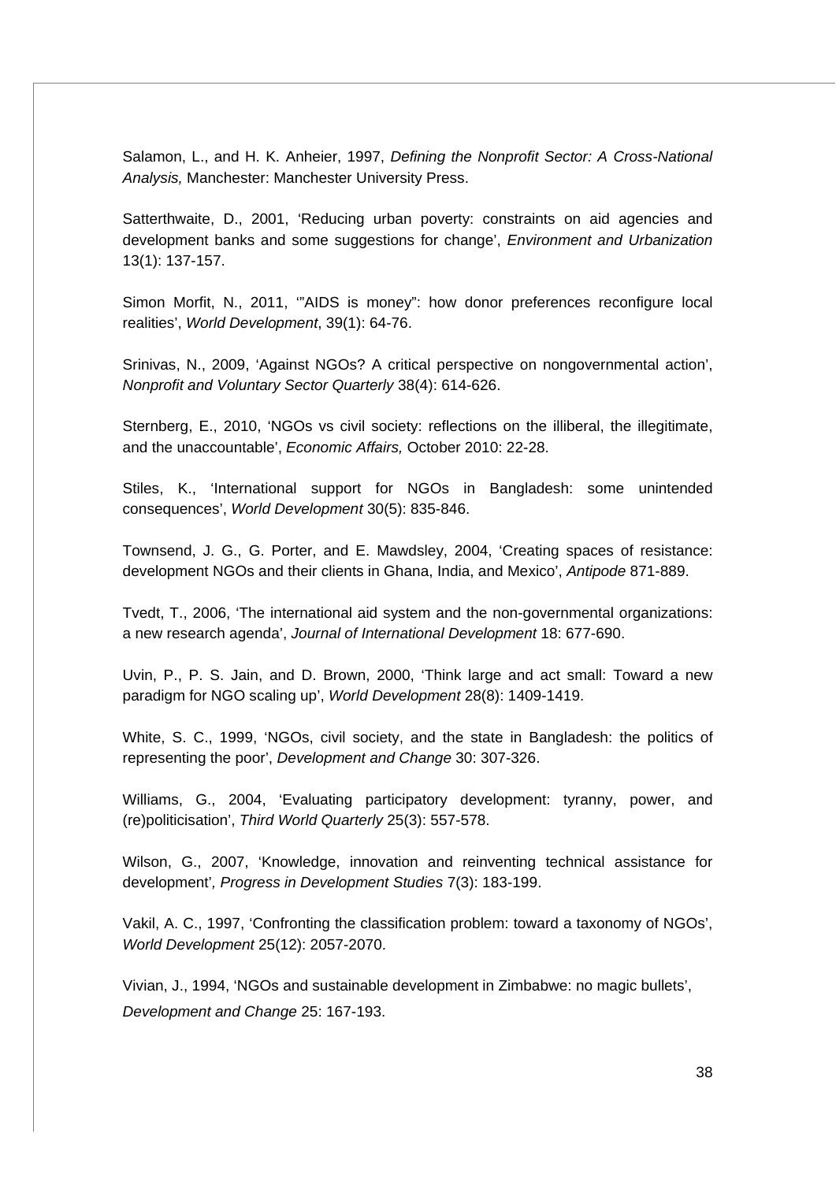Salamon, L., and H. K. Anheier, 1997, *Defining the Nonprofit Sector: A Cross-National Analysis,* Manchester: Manchester University Press.

Satterthwaite, D., 2001, 'Reducing urban poverty: constraints on aid agencies and development banks and some suggestions for change', *Environment and Urbanization* 13(1): 137-157.

Simon Morfit, N., 2011, '"AIDS is money": how donor preferences reconfigure local realities', *World Development*, 39(1): 64-76.

Srinivas, N., 2009, 'Against NGOs? A critical perspective on nongovernmental action', *Nonprofit and Voluntary Sector Quarterly* 38(4): 614-626.

Sternberg, E., 2010, 'NGOs vs civil society: reflections on the illiberal, the illegitimate, and the unaccountable', *Economic Affairs,* October 2010: 22-28.

Stiles, K., 'International support for NGOs in Bangladesh: some unintended consequences', *World Development* 30(5): 835-846.

Townsend, J. G., G. Porter, and E. Mawdsley, 2004, 'Creating spaces of resistance: development NGOs and their clients in Ghana, India, and Mexico', *Antipode* 871-889.

Tvedt, T., 2006, 'The international aid system and the non-governmental organizations: a new research agenda', *Journal of International Development* 18: 677-690.

Uvin, P., P. S. Jain, and D. Brown, 2000, 'Think large and act small: Toward a new paradigm for NGO scaling up', *World Development* 28(8): 1409-1419.

White, S. C., 1999, 'NGOs, civil society, and the state in Bangladesh: the politics of representing the poor', *Development and Change* 30: 307-326.

Williams, G., 2004, 'Evaluating participatory development: tyranny, power, and (re)politicisation', *Third World Quarterly* 25(3): 557-578.

Wilson, G., 2007, 'Knowledge, innovation and reinventing technical assistance for development', *Progress in Development Studies* 7(3): 183-199.

Vakil, A. C., 1997, 'Confronting the classification problem: toward a taxonomy of NGOs', *World Development* 25(12): 2057-2070.

Vivian, J., 1994, 'NGOs and sustainable development in Zimbabwe: no magic bullets', *Development and Change* 25: 167-193.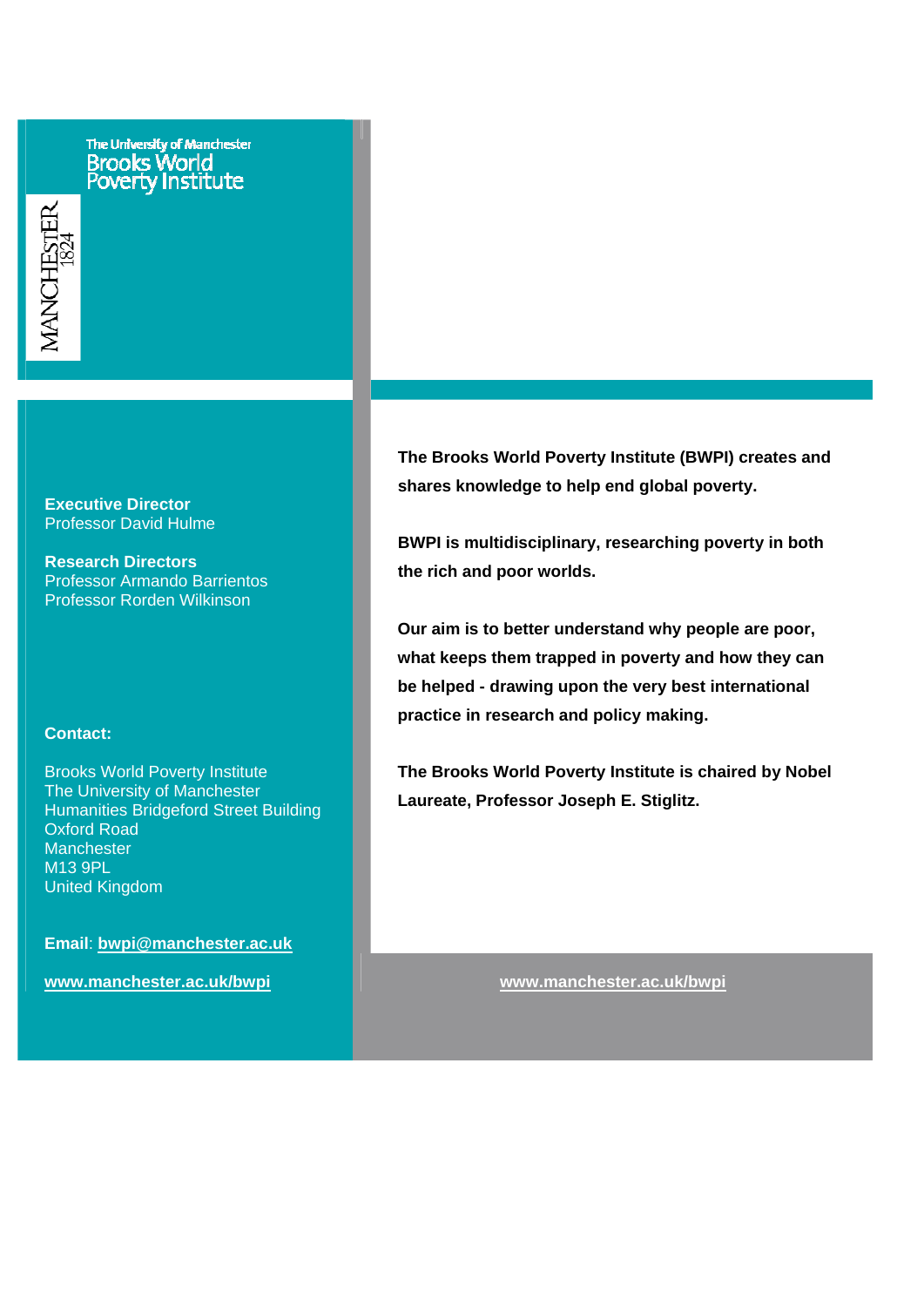The University of Manchester
Brooks World
Poverty Institute

MANCHESTER
1824

**Executive Director**
Professor David Hulme

**Research Directors**
Professor Armando Barrientos
Professor Rorden Wilkinson

**Contact:**

Brooks World Poverty Institute
The University of Manchester
Humanities Bridgeford Street Building
Oxford Road
Manchester
M13 9PL
United Kingdom

**Email**: **bwpi@manchester.ac.uk**

**www.manchester.ac.uk/bwpi**

**The Brooks World Poverty Institute (BWPI) creates and shares knowledge to help end global poverty.**

**BWPI is multidisciplinary, researching poverty in both the rich and poor worlds.**

**Our aim is to better understand why people are poor, what keeps them trapped in poverty and how they can be helped - drawing upon the very best international practice in research and policy making.**

**The Brooks World Poverty Institute is chaired by Nobel Laureate, Professor Joseph E. Stiglitz.**

**www.manchester.ac.uk/bwpi**